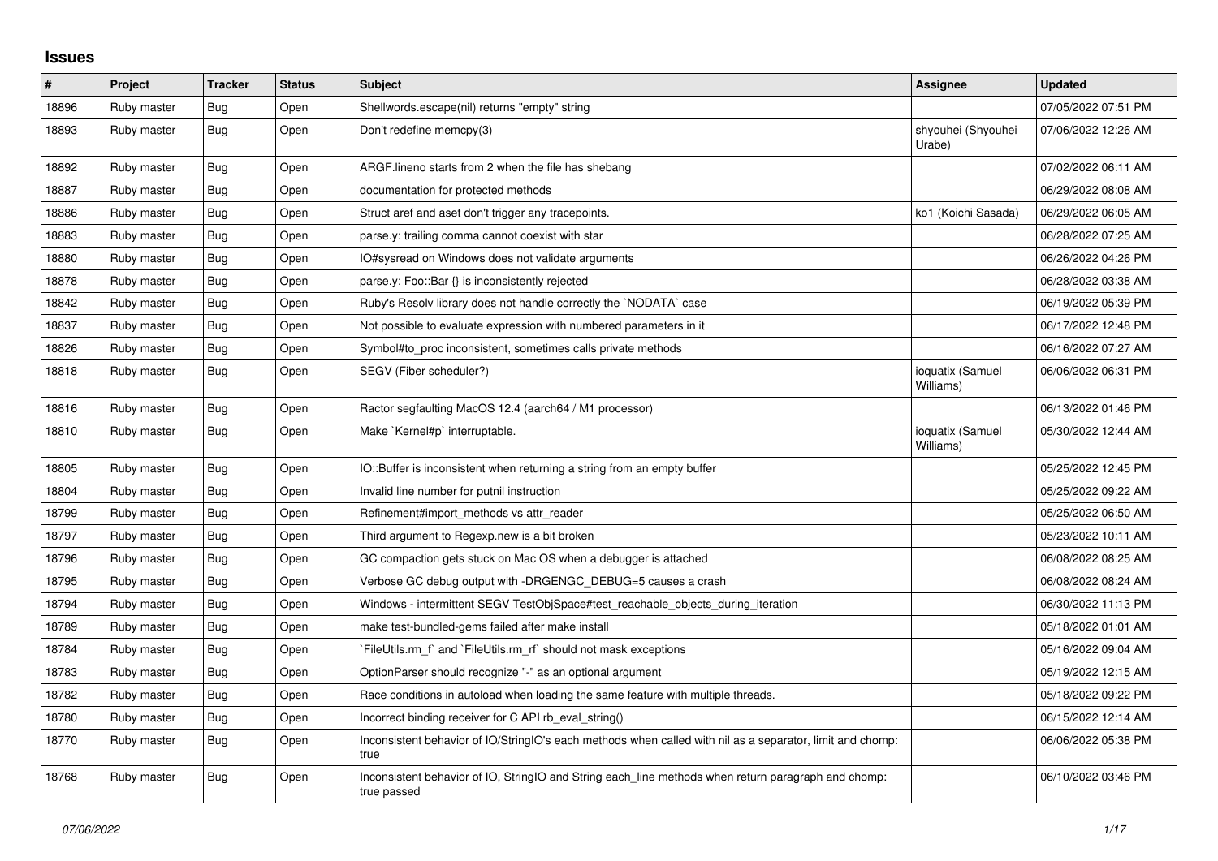# Issues

| # | Project | Tracker | Status | Subject | Assignee | Updated |
|---|---|---|---|---|---|---|
| 18896 | Ruby master | Bug | Open | Shellwords.escape(nil) returns "empty" string | | 07/05/2022 07:51 PM |
| 18893 | Ruby master | Bug | Open | Don't redefine memcpy(3) | shyouhei (Shyouhei Urabe) | 07/06/2022 12:26 AM |
| 18892 | Ruby master | Bug | Open | ARGF.lineno starts from 2 when the file has shebang | | 07/02/2022 06:11 AM |
| 18887 | Ruby master | Bug | Open | documentation for protected methods | | 06/29/2022 08:08 AM |
| 18886 | Ruby master | Bug | Open | Struct aref and aset don't trigger any tracepoints. | ko1 (Koichi Sasada) | 06/29/2022 06:05 AM |
| 18883 | Ruby master | Bug | Open | parse.y: trailing comma cannot coexist with star | | 06/28/2022 07:25 AM |
| 18880 | Ruby master | Bug | Open | IO#sysread on Windows does not validate arguments | | 06/26/2022 04:26 PM |
| 18878 | Ruby master | Bug | Open | parse.y: Foo::Bar {} is inconsistently rejected | | 06/28/2022 03:38 AM |
| 18842 | Ruby master | Bug | Open | Ruby's Resolv library does not handle correctly the `NODATA` case | | 06/19/2022 05:39 PM |
| 18837 | Ruby master | Bug | Open | Not possible to evaluate expression with numbered parameters in it | | 06/17/2022 12:48 PM |
| 18826 | Ruby master | Bug | Open | Symbol#to_proc inconsistent, sometimes calls private methods | | 06/16/2022 07:27 AM |
| 18818 | Ruby master | Bug | Open | SEGV (Fiber scheduler?) | ioquatix (Samuel Williams) | 06/06/2022 06:31 PM |
| 18816 | Ruby master | Bug | Open | Ractor segfaulting MacOS 12.4 (aarch64 / M1 processor) | | 06/13/2022 01:46 PM |
| 18810 | Ruby master | Bug | Open | Make `Kernel#p` interruptable. | ioquatix (Samuel Williams) | 05/30/2022 12:44 AM |
| 18805 | Ruby master | Bug | Open | IO::Buffer is inconsistent when returning a string from an empty buffer | | 05/25/2022 12:45 PM |
| 18804 | Ruby master | Bug | Open | Invalid line number for putnil instruction | | 05/25/2022 09:22 AM |
| 18799 | Ruby master | Bug | Open | Refinement#import_methods vs attr_reader | | 05/25/2022 06:50 AM |
| 18797 | Ruby master | Bug | Open | Third argument to Regexp.new is a bit broken | | 05/23/2022 10:11 AM |
| 18796 | Ruby master | Bug | Open | GC compaction gets stuck on Mac OS when a debugger is attached | | 06/08/2022 08:25 AM |
| 18795 | Ruby master | Bug | Open | Verbose GC debug output with -DRGENGC_DEBUG=5 causes a crash | | 06/08/2022 08:24 AM |
| 18794 | Ruby master | Bug | Open | Windows - intermittent SEGV TestObjSpace#test_reachable_objects_during_iteration | | 06/30/2022 11:13 PM |
| 18789 | Ruby master | Bug | Open | make test-bundled-gems failed after make install | | 05/18/2022 01:01 AM |
| 18784 | Ruby master | Bug | Open | `FileUtils.rm_f` and `FileUtils.rm_rf` should not mask exceptions | | 05/16/2022 09:04 AM |
| 18783 | Ruby master | Bug | Open | OptionParser should recognize "-" as an optional argument | | 05/19/2022 12:15 AM |
| 18782 | Ruby master | Bug | Open | Race conditions in autoload when loading the same feature with multiple threads. | | 05/18/2022 09:22 PM |
| 18780 | Ruby master | Bug | Open | Incorrect binding receiver for C API rb_eval_string() | | 06/15/2022 12:14 AM |
| 18770 | Ruby master | Bug | Open | Inconsistent behavior of IO/StringIO's each methods when called with nil as a separator, limit and chomp: true | | 06/06/2022 05:38 PM |
| 18768 | Ruby master | Bug | Open | Inconsistent behavior of IO, StringIO and String each_line methods when return paragraph and chomp: true passed | | 06/10/2022 03:46 PM |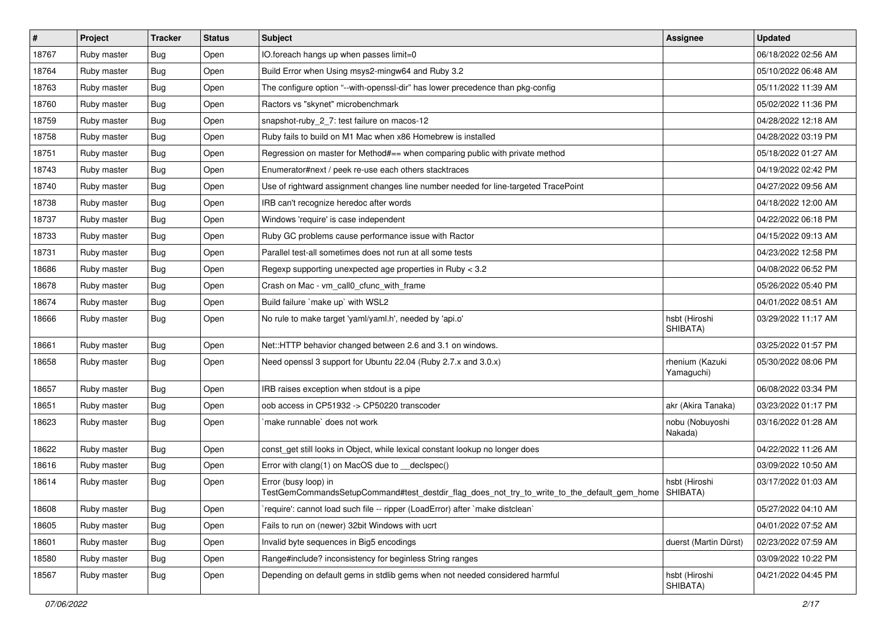| # | Project | Tracker | Status | Subject | Assignee | Updated |
|---|---|---|---|---|---|---|
| 18767 | Ruby master | Bug | Open | IO.foreach hangs up when passes limit=0 | | 06/18/2022 02:56 AM |
| 18764 | Ruby master | Bug | Open | Build Error when Using msys2-mingw64 and Ruby 3.2 | | 05/10/2022 06:48 AM |
| 18763 | Ruby master | Bug | Open | The configure option "--with-openssl-dir" has lower precedence than pkg-config | | 05/11/2022 11:39 AM |
| 18760 | Ruby master | Bug | Open | Ractors vs "skynet" microbenchmark | | 05/02/2022 11:36 PM |
| 18759 | Ruby master | Bug | Open | snapshot-ruby_2_7: test failure on macos-12 | | 04/28/2022 12:18 AM |
| 18758 | Ruby master | Bug | Open | Ruby fails to build on M1 Mac when x86 Homebrew is installed | | 04/28/2022 03:19 PM |
| 18751 | Ruby master | Bug | Open | Regression on master for Method#== when comparing public with private method | | 05/18/2022 01:27 AM |
| 18743 | Ruby master | Bug | Open | Enumerator#next / peek re-use each others stacktraces | | 04/19/2022 02:42 PM |
| 18740 | Ruby master | Bug | Open | Use of rightward assignment changes line number needed for line-targeted TracePoint | | 04/27/2022 09:56 AM |
| 18738 | Ruby master | Bug | Open | IRB can't recognize heredoc after words | | 04/18/2022 12:00 AM |
| 18737 | Ruby master | Bug | Open | Windows 'require' is case independent | | 04/22/2022 06:18 PM |
| 18733 | Ruby master | Bug | Open | Ruby GC problems cause performance issue with Ractor | | 04/15/2022 09:13 AM |
| 18731 | Ruby master | Bug | Open | Parallel test-all sometimes does not run at all some tests | | 04/23/2022 12:58 PM |
| 18686 | Ruby master | Bug | Open | Regexp supporting unexpected age properties in Ruby < 3.2 | | 04/08/2022 06:52 PM |
| 18678 | Ruby master | Bug | Open | Crash on Mac - vm_call0_cfunc_with_frame | | 05/26/2022 05:40 PM |
| 18674 | Ruby master | Bug | Open | Build failure `make up` with WSL2 | | 04/01/2022 08:51 AM |
| 18666 | Ruby master | Bug | Open | No rule to make target 'yaml/yaml.h', needed by 'api.o' | hsbt (Hiroshi SHIBATA) | 03/29/2022 11:17 AM |
| 18661 | Ruby master | Bug | Open | Net::HTTP behavior changed between 2.6 and 3.1 on windows. | | 03/25/2022 01:57 PM |
| 18658 | Ruby master | Bug | Open | Need openssl 3 support for Ubuntu 22.04 (Ruby 2.7.x and 3.0.x) | rhenium (Kazuki Yamaguchi) | 05/30/2022 08:06 PM |
| 18657 | Ruby master | Bug | Open | IRB raises exception when stdout is a pipe | | 06/08/2022 03:34 PM |
| 18651 | Ruby master | Bug | Open | oob access in CP51932 -> CP50220 transcoder | akr (Akira Tanaka) | 03/23/2022 01:17 PM |
| 18623 | Ruby master | Bug | Open | `make runnable` does not work | nobu (Nobuyoshi Nakada) | 03/16/2022 01:28 AM |
| 18622 | Ruby master | Bug | Open | const_get still looks in Object, while lexical constant lookup no longer does | | 04/22/2022 11:26 AM |
| 18616 | Ruby master | Bug | Open | Error with clang(1) on MacOS due to __declspec() | | 03/09/2022 10:50 AM |
| 18614 | Ruby master | Bug | Open | Error (busy loop) in TestGemCommandsSetupCommand#test_destdir_flag_does_not_try_to_write_to_the_default_gem_home | hsbt (Hiroshi SHIBATA) | 03/17/2022 01:03 AM |
| 18608 | Ruby master | Bug | Open | `require': cannot load such file -- ripper (LoadError) after `make distclean` | | 05/27/2022 04:10 AM |
| 18605 | Ruby master | Bug | Open | Fails to run on (newer) 32bit Windows with ucrt | | 04/01/2022 07:52 AM |
| 18601 | Ruby master | Bug | Open | Invalid byte sequences in Big5 encodings | duerst (Martin Dürst) | 02/23/2022 07:59 AM |
| 18580 | Ruby master | Bug | Open | Range#include? inconsistency for beginless String ranges | | 03/09/2022 10:22 PM |
| 18567 | Ruby master | Bug | Open | Depending on default gems in stdlib gems when not needed considered harmful | hsbt (Hiroshi SHIBATA) | 04/21/2022 04:45 PM |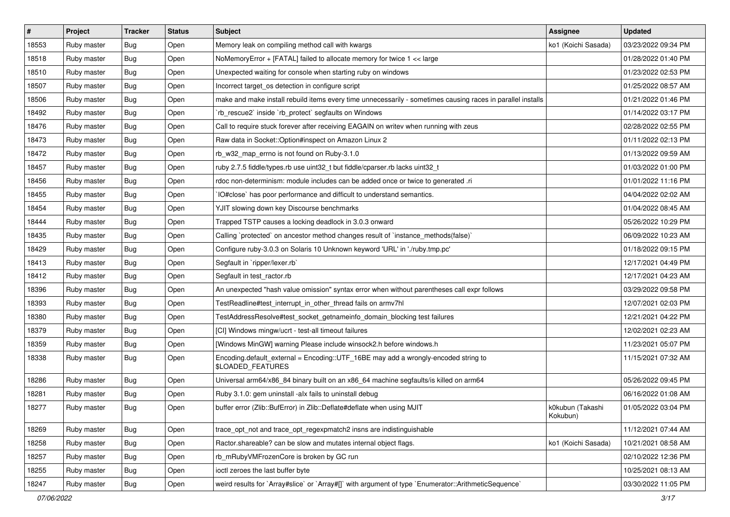| # | Project | Tracker | Status | Subject | Assignee | Updated |
|---|---|---|---|---|---|---|
| 18553 | Ruby master | Bug | Open | Memory leak on compiling method call with kwargs | ko1 (Koichi Sasada) | 03/23/2022 09:34 PM |
| 18518 | Ruby master | Bug | Open | NoMemoryError + [FATAL] failed to allocate memory for twice 1 << large | | 01/28/2022 01:40 PM |
| 18510 | Ruby master | Bug | Open | Unexpected waiting for console when starting ruby on windows | | 01/23/2022 02:53 PM |
| 18507 | Ruby master | Bug | Open | Incorrect target_os detection in configure script | | 01/25/2022 08:57 AM |
| 18506 | Ruby master | Bug | Open | make and make install rebuild items every time unnecessarily - sometimes causing races in parallel installs | | 01/21/2022 01:46 PM |
| 18492 | Ruby master | Bug | Open | `rb_rescue2` inside `rb_protect` segfaults on Windows | | 01/14/2022 03:17 PM |
| 18476 | Ruby master | Bug | Open | Call to require stuck forever after receiving EAGAIN on writev when running with zeus | | 02/28/2022 02:55 PM |
| 18473 | Ruby master | Bug | Open | Raw data in Socket::Option#inspect on Amazon Linux 2 | | 01/11/2022 02:13 PM |
| 18472 | Ruby master | Bug | Open | rb_w32_map_errno is not found on Ruby-3.1.0 | | 01/13/2022 09:59 AM |
| 18457 | Ruby master | Bug | Open | ruby 2.7.5 fiddle/types.rb use uint32_t but fiddle/cparser.rb lacks uint32_t | | 01/03/2022 01:00 PM |
| 18456 | Ruby master | Bug | Open | rdoc non-determinism: module includes can be added once or twice to generated .ri | | 01/01/2022 11:16 PM |
| 18455 | Ruby master | Bug | Open | `IO#close` has poor performance and difficult to understand semantics. | | 04/04/2022 02:02 AM |
| 18454 | Ruby master | Bug | Open | YJIT slowing down key Discourse benchmarks | | 01/04/2022 08:45 AM |
| 18444 | Ruby master | Bug | Open | Trapped TSTP causes a locking deadlock in 3.0.3 onward | | 05/26/2022 10:29 PM |
| 18435 | Ruby master | Bug | Open | Calling `protected` on ancestor method changes result of `instance_methods(false)` | | 06/09/2022 10:23 AM |
| 18429 | Ruby master | Bug | Open | Configure ruby-3.0.3 on Solaris 10 Unknown keyword 'URL' in './ruby.tmp.pc' | | 01/18/2022 09:15 PM |
| 18413 | Ruby master | Bug | Open | Segfault in `ripper/lexer.rb` | | 12/17/2021 04:49 PM |
| 18412 | Ruby master | Bug | Open | Segfault in test_ractor.rb | | 12/17/2021 04:23 AM |
| 18396 | Ruby master | Bug | Open | An unexpected "hash value omission" syntax error when without parentheses call expr follows | | 03/29/2022 09:58 PM |
| 18393 | Ruby master | Bug | Open | TestReadline#test_interrupt_in_other_thread fails on armv7hl | | 12/07/2021 02:03 PM |
| 18380 | Ruby master | Bug | Open | TestAddressResolve#test_socket_getnameinfo_domain_blocking test failures | | 12/21/2021 04:22 PM |
| 18379 | Ruby master | Bug | Open | [CI] Windows mingw/ucrt - test-all timeout failures | | 12/02/2021 02:23 AM |
| 18359 | Ruby master | Bug | Open | [Windows MinGW] warning Please include winsock2.h before windows.h | | 11/23/2021 05:07 PM |
| 18338 | Ruby master | Bug | Open | Encoding.default_external = Encoding::UTF_16BE may add a wrongly-encoded string to $LOADED_FEATURES | | 11/15/2021 07:32 AM |
| 18286 | Ruby master | Bug | Open | Universal arm64/x86_84 binary built on an x86_64 machine segfaults/is killed on arm64 | | 05/26/2022 09:45 PM |
| 18281 | Ruby master | Bug | Open | Ruby 3.1.0: gem uninstall -alx fails to uninstall debug | | 06/16/2022 01:08 AM |
| 18277 | Ruby master | Bug | Open | buffer error (Zlib::BufError) in Zlib::Deflate#deflate when using MJIT | k0kubun (Takashi Kokubun) | 01/05/2022 03:04 PM |
| 18269 | Ruby master | Bug | Open | trace_opt_not and trace_opt_regexpmatch2 insns are indistinguishable | | 11/12/2021 07:44 AM |
| 18258 | Ruby master | Bug | Open | Ractor.shareable? can be slow and mutates internal object flags. | ko1 (Koichi Sasada) | 10/21/2021 08:58 AM |
| 18257 | Ruby master | Bug | Open | rb_mRubyVMFrozenCore is broken by GC run | | 02/10/2022 12:36 PM |
| 18255 | Ruby master | Bug | Open | ioctl zeroes the last buffer byte | | 10/25/2021 08:13 AM |
| 18247 | Ruby master | Bug | Open | weird results for `Array#slice` or `Array#[]` with argument of type `Enumerator::ArithmeticSequence` | | 03/30/2022 11:05 PM |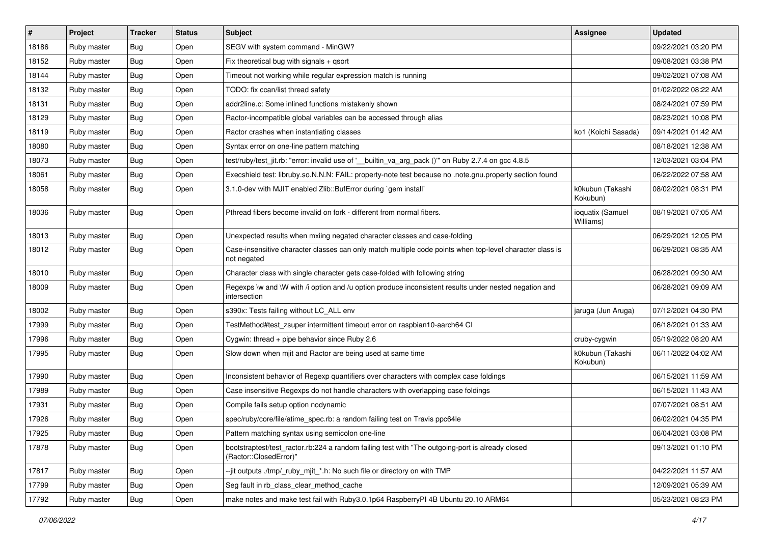| # | Project | Tracker | Status | Subject | Assignee | Updated |
|---|---|---|---|---|---|---|
| 18186 | Ruby master | Bug | Open | SEGV with system command - MinGW? | | 09/22/2021 03:20 PM |
| 18152 | Ruby master | Bug | Open | Fix theoretical bug with signals + qsort | | 09/08/2021 03:38 PM |
| 18144 | Ruby master | Bug | Open | Timeout not working while regular expression match is running | | 09/02/2021 07:08 AM |
| 18132 | Ruby master | Bug | Open | TODO: fix ccan/list thread safety | | 01/02/2022 08:22 AM |
| 18131 | Ruby master | Bug | Open | addr2line.c: Some inlined functions mistakenly shown | | 08/24/2021 07:59 PM |
| 18129 | Ruby master | Bug | Open | Ractor-incompatible global variables can be accessed through alias | | 08/23/2021 10:08 PM |
| 18119 | Ruby master | Bug | Open | Ractor crashes when instantiating classes | ko1 (Koichi Sasada) | 09/14/2021 01:42 AM |
| 18080 | Ruby master | Bug | Open | Syntax error on one-line pattern matching | | 08/18/2021 12:38 AM |
| 18073 | Ruby master | Bug | Open | test/ruby/test_jit.rb: "error: invalid use of '__builtin_va_arg_pack ()'" on Ruby 2.7.4 on gcc 4.8.5 | | 12/03/2021 03:04 PM |
| 18061 | Ruby master | Bug | Open | Execshield test: libruby.so.N.N.N: FAIL: property-note test because no .note.gnu.property section found | | 06/22/2022 07:58 AM |
| 18058 | Ruby master | Bug | Open | 3.1.0-dev with MJIT enabled Zlib::BufError during `gem install` | k0kubun (Takashi Kokubun) | 08/02/2021 08:31 PM |
| 18036 | Ruby master | Bug | Open | Pthread fibers become invalid on fork - different from normal fibers. | ioquatix (Samuel Williams) | 08/19/2021 07:05 AM |
| 18013 | Ruby master | Bug | Open | Unexpected results when mxiing negated character classes and case-folding | | 06/29/2021 12:05 PM |
| 18012 | Ruby master | Bug | Open | Case-insensitive character classes can only match multiple code points when top-level character class is not negated | | 06/29/2021 08:35 AM |
| 18010 | Ruby master | Bug | Open | Character class with single character gets case-folded with following string | | 06/28/2021 09:30 AM |
| 18009 | Ruby master | Bug | Open | Regexps \w and \W with /i option and /u option produce inconsistent results under nested negation and intersection | | 06/28/2021 09:09 AM |
| 18002 | Ruby master | Bug | Open | s390x: Tests failing without LC_ALL env | jaruga (Jun Aruga) | 07/12/2021 04:30 PM |
| 17999 | Ruby master | Bug | Open | TestMethod#test_zsuper intermittent timeout error on raspbian10-aarch64 CI | | 06/18/2021 01:33 AM |
| 17996 | Ruby master | Bug | Open | Cygwin: thread + pipe behavior since Ruby 2.6 | cruby-cygwin | 05/19/2022 08:20 AM |
| 17995 | Ruby master | Bug | Open | Slow down when mjit and Ractor are being used at same time | k0kubun (Takashi Kokubun) | 06/11/2022 04:02 AM |
| 17990 | Ruby master | Bug | Open | Inconsistent behavior of Regexp quantifiers over characters with complex case foldings | | 06/15/2021 11:59 AM |
| 17989 | Ruby master | Bug | Open | Case insensitive Regexps do not handle characters with overlapping case foldings | | 06/15/2021 11:43 AM |
| 17931 | Ruby master | Bug | Open | Compile fails setup option nodynamic | | 07/07/2021 08:51 AM |
| 17926 | Ruby master | Bug | Open | spec/ruby/core/file/atime_spec.rb: a random failing test on Travis ppc64le | | 06/02/2021 04:35 PM |
| 17925 | Ruby master | Bug | Open | Pattern matching syntax using semicolon one-line | | 06/04/2021 03:08 PM |
| 17878 | Ruby master | Bug | Open | bootstraptest/test_ractor.rb:224 a random failing test with "The outgoing-port is already closed (Ractor::ClosedError)" | | 09/13/2021 01:10 PM |
| 17817 | Ruby master | Bug | Open | --jit outputs ./tmp/_ruby_mjit_*.h: No such file or directory on with TMP | | 04/22/2021 11:57 AM |
| 17799 | Ruby master | Bug | Open | Seg fault in rb_class_clear_method_cache | | 12/09/2021 05:39 AM |
| 17792 | Ruby master | Bug | Open | make notes and make test fail with Ruby3.0.1p64 RaspberryPI 4B Ubuntu 20.10 ARM64 | | 05/23/2021 08:23 PM |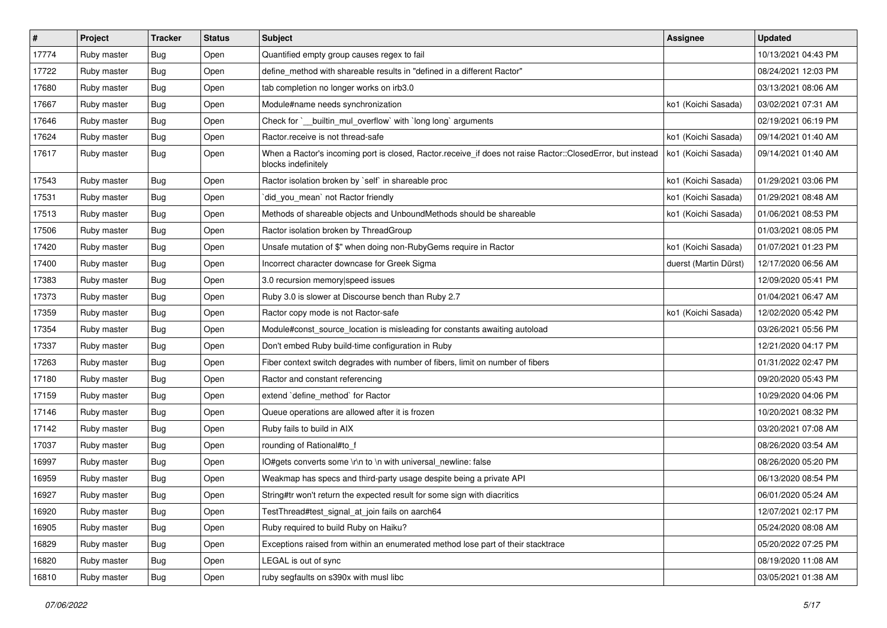| # | Project | Tracker | Status | Subject | Assignee | Updated |
|---|---|---|---|---|---|---|
| 17774 | Ruby master | Bug | Open | Quantified empty group causes regex to fail | | 10/13/2021 04:43 PM |
| 17722 | Ruby master | Bug | Open | define_method with shareable results in "defined in a different Ractor" | | 08/24/2021 12:03 PM |
| 17680 | Ruby master | Bug | Open | tab completion no longer works on irb3.0 | | 03/13/2021 08:06 AM |
| 17667 | Ruby master | Bug | Open | Module#name needs synchronization | ko1 (Koichi Sasada) | 03/02/2021 07:31 AM |
| 17646 | Ruby master | Bug | Open | Check for `__builtin_mul_overflow` with `long long` arguments | | 02/19/2021 06:19 PM |
| 17624 | Ruby master | Bug | Open | Ractor.receive is not thread-safe | ko1 (Koichi Sasada) | 09/14/2021 01:40 AM |
| 17617 | Ruby master | Bug | Open | When a Ractor's incoming port is closed, Ractor.receive_if does not raise Ractor::ClosedError, but instead blocks indefinitely | ko1 (Koichi Sasada) | 09/14/2021 01:40 AM |
| 17543 | Ruby master | Bug | Open | Ractor isolation broken by `self` in shareable proc | ko1 (Koichi Sasada) | 01/29/2021 03:06 PM |
| 17531 | Ruby master | Bug | Open | `did_you_mean` not Ractor friendly | ko1 (Koichi Sasada) | 01/29/2021 08:48 AM |
| 17513 | Ruby master | Bug | Open | Methods of shareable objects and UnboundMethods should be shareable | ko1 (Koichi Sasada) | 01/06/2021 08:53 PM |
| 17506 | Ruby master | Bug | Open | Ractor isolation broken by ThreadGroup | | 01/03/2021 08:05 PM |
| 17420 | Ruby master | Bug | Open | Unsafe mutation of $" when doing non-RubyGems require in Ractor | ko1 (Koichi Sasada) | 01/07/2021 01:23 PM |
| 17400 | Ruby master | Bug | Open | Incorrect character downcase for Greek Sigma | duerst (Martin Dürst) | 12/17/2020 06:56 AM |
| 17383 | Ruby master | Bug | Open | 3.0 recursion memory\|speed issues | | 12/09/2020 05:41 PM |
| 17373 | Ruby master | Bug | Open | Ruby 3.0 is slower at Discourse bench than Ruby 2.7 | | 01/04/2021 06:47 AM |
| 17359 | Ruby master | Bug | Open | Ractor copy mode is not Ractor-safe | ko1 (Koichi Sasada) | 12/02/2020 05:42 PM |
| 17354 | Ruby master | Bug | Open | Module#const_source_location is misleading for constants awaiting autoload | | 03/26/2021 05:56 PM |
| 17337 | Ruby master | Bug | Open | Don't embed Ruby build-time configuration in Ruby | | 12/21/2020 04:17 PM |
| 17263 | Ruby master | Bug | Open | Fiber context switch degrades with number of fibers, limit on number of fibers | | 01/31/2022 02:47 PM |
| 17180 | Ruby master | Bug | Open | Ractor and constant referencing | | 09/20/2020 05:43 PM |
| 17159 | Ruby master | Bug | Open | extend `define_method` for Ractor | | 10/29/2020 04:06 PM |
| 17146 | Ruby master | Bug | Open | Queue operations are allowed after it is frozen | | 10/20/2021 08:32 PM |
| 17142 | Ruby master | Bug | Open | Ruby fails to build in AIX | | 03/20/2021 07:08 AM |
| 17037 | Ruby master | Bug | Open | rounding of Rational#to_f | | 08/26/2020 03:54 AM |
| 16997 | Ruby master | Bug | Open | IO#gets converts some \r\n to \n with universal_newline: false | | 08/26/2020 05:20 PM |
| 16959 | Ruby master | Bug | Open | Weakmap has specs and third-party usage despite being a private API | | 06/13/2020 08:54 PM |
| 16927 | Ruby master | Bug | Open | String#tr won't return the expected result for some sign with diacritics | | 06/01/2020 05:24 AM |
| 16920 | Ruby master | Bug | Open | TestThread#test_signal_at_join fails on aarch64 | | 12/07/2021 02:17 PM |
| 16905 | Ruby master | Bug | Open | Ruby required to build Ruby on Haiku? | | 05/24/2020 08:08 AM |
| 16829 | Ruby master | Bug | Open | Exceptions raised from within an enumerated method lose part of their stacktrace | | 05/20/2022 07:25 PM |
| 16820 | Ruby master | Bug | Open | LEGAL is out of sync | | 08/19/2020 11:08 AM |
| 16810 | Ruby master | Bug | Open | ruby segfaults on s390x with musl libc | | 03/05/2021 01:38 AM |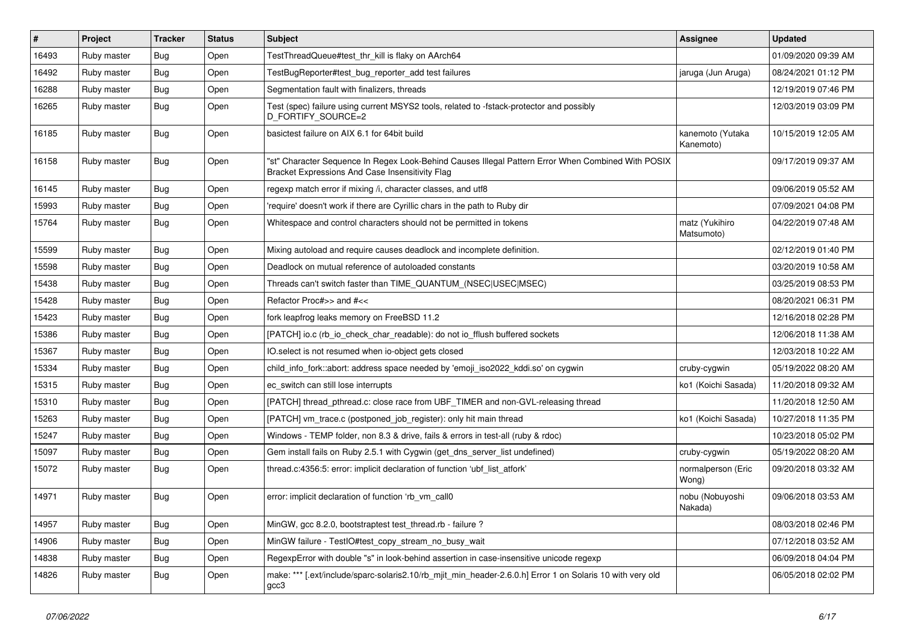| # | Project | Tracker | Status | Subject | Assignee | Updated |
|---|---|---|---|---|---|---|
| 16493 | Ruby master | Bug | Open | TestThreadQueue#test_thr_kill is flaky on AArch64 | | 01/09/2020 09:39 AM |
| 16492 | Ruby master | Bug | Open | TestBugReporter#test_bug_reporter_add test failures | jaruga (Jun Aruga) | 08/24/2021 01:12 PM |
| 16288 | Ruby master | Bug | Open | Segmentation fault with finalizers, threads | | 12/19/2019 07:46 PM |
| 16265 | Ruby master | Bug | Open | Test (spec) failure using current MSYS2 tools, related to -fstack-protector and possibly D_FORTIFY_SOURCE=2 | | 12/03/2019 03:09 PM |
| 16185 | Ruby master | Bug | Open | basictest failure on AIX 6.1 for 64bit build | kanemoto (Yutaka Kanemoto) | 10/15/2019 12:05 AM |
| 16158 | Ruby master | Bug | Open | "st" Character Sequence In Regex Look-Behind Causes Illegal Pattern Error When Combined With POSIX Bracket Expressions And Case Insensitivity Flag | | 09/17/2019 09:37 AM |
| 16145 | Ruby master | Bug | Open | regexp match error if mixing /i, character classes, and utf8 | | 09/06/2019 05:52 AM |
| 15993 | Ruby master | Bug | Open | 'require' doesn't work if there are Cyrillic chars in the path to Ruby dir | | 07/09/2021 04:08 PM |
| 15764 | Ruby master | Bug | Open | Whitespace and control characters should not be permitted in tokens | matz (Yukihiro Matsumoto) | 04/22/2019 07:48 AM |
| 15599 | Ruby master | Bug | Open | Mixing autoload and require causes deadlock and incomplete definition. | | 02/12/2019 01:40 PM |
| 15598 | Ruby master | Bug | Open | Deadlock on mutual reference of autoloaded constants | | 03/20/2019 10:58 AM |
| 15438 | Ruby master | Bug | Open | Threads can't switch faster than TIME_QUANTUM_(NSEC\|USEC\|MSEC) | | 03/25/2019 08:53 PM |
| 15428 | Ruby master | Bug | Open | Refactor Proc#>> and #<< | | 08/20/2021 06:31 PM |
| 15423 | Ruby master | Bug | Open | fork leapfrog leaks memory on FreeBSD 11.2 | | 12/16/2018 02:28 PM |
| 15386 | Ruby master | Bug | Open | [PATCH] io.c (rb_io_check_char_readable): do not io_fflush buffered sockets | | 12/06/2018 11:38 AM |
| 15367 | Ruby master | Bug | Open | IO.select is not resumed when io-object gets closed | | 12/03/2018 10:22 AM |
| 15334 | Ruby master | Bug | Open | child_info_fork::abort: address space needed by 'emoji_iso2022_kddi.so' on cygwin | cruby-cygwin | 05/19/2022 08:20 AM |
| 15315 | Ruby master | Bug | Open | ec_switch can still lose interrupts | ko1 (Koichi Sasada) | 11/20/2018 09:32 AM |
| 15310 | Ruby master | Bug | Open | [PATCH] thread_pthread.c: close race from UBF_TIMER and non-GVL-releasing thread | | 11/20/2018 12:50 AM |
| 15263 | Ruby master | Bug | Open | [PATCH] vm_trace.c (postponed_job_register): only hit main thread | ko1 (Koichi Sasada) | 10/27/2018 11:35 PM |
| 15247 | Ruby master | Bug | Open | Windows - TEMP folder, non 8.3 & drive, fails & errors in test-all (ruby & rdoc) | | 10/23/2018 05:02 PM |
| 15097 | Ruby master | Bug | Open | Gem install fails on Ruby 2.5.1 with Cygwin (get_dns_server_list undefined) | cruby-cygwin | 05/19/2022 08:20 AM |
| 15072 | Ruby master | Bug | Open | thread.c:4356:5: error: implicit declaration of function 'ubf_list_atfork' | normalperson (Eric Wong) | 09/20/2018 03:32 AM |
| 14971 | Ruby master | Bug | Open | error: implicit declaration of function 'rb_vm_call0 | nobu (Nobuyoshi Nakada) | 09/06/2018 03:53 AM |
| 14957 | Ruby master | Bug | Open | MinGW, gcc 8.2.0, bootstraptest test_thread.rb - failure ? | | 08/03/2018 02:46 PM |
| 14906 | Ruby master | Bug | Open | MinGW failure - TestIO#test_copy_stream_no_busy_wait | | 07/12/2018 03:52 AM |
| 14838 | Ruby master | Bug | Open | RegexpError with double "s" in look-behind assertion in case-insensitive unicode regexp | | 06/09/2018 04:04 PM |
| 14826 | Ruby master | Bug | Open | make: *** [.ext/include/sparc-solaris2.10/rb_mjit_min_header-2.6.0.h] Error 1 on Solaris 10 with very old gcc3 | | 06/05/2018 02:02 PM |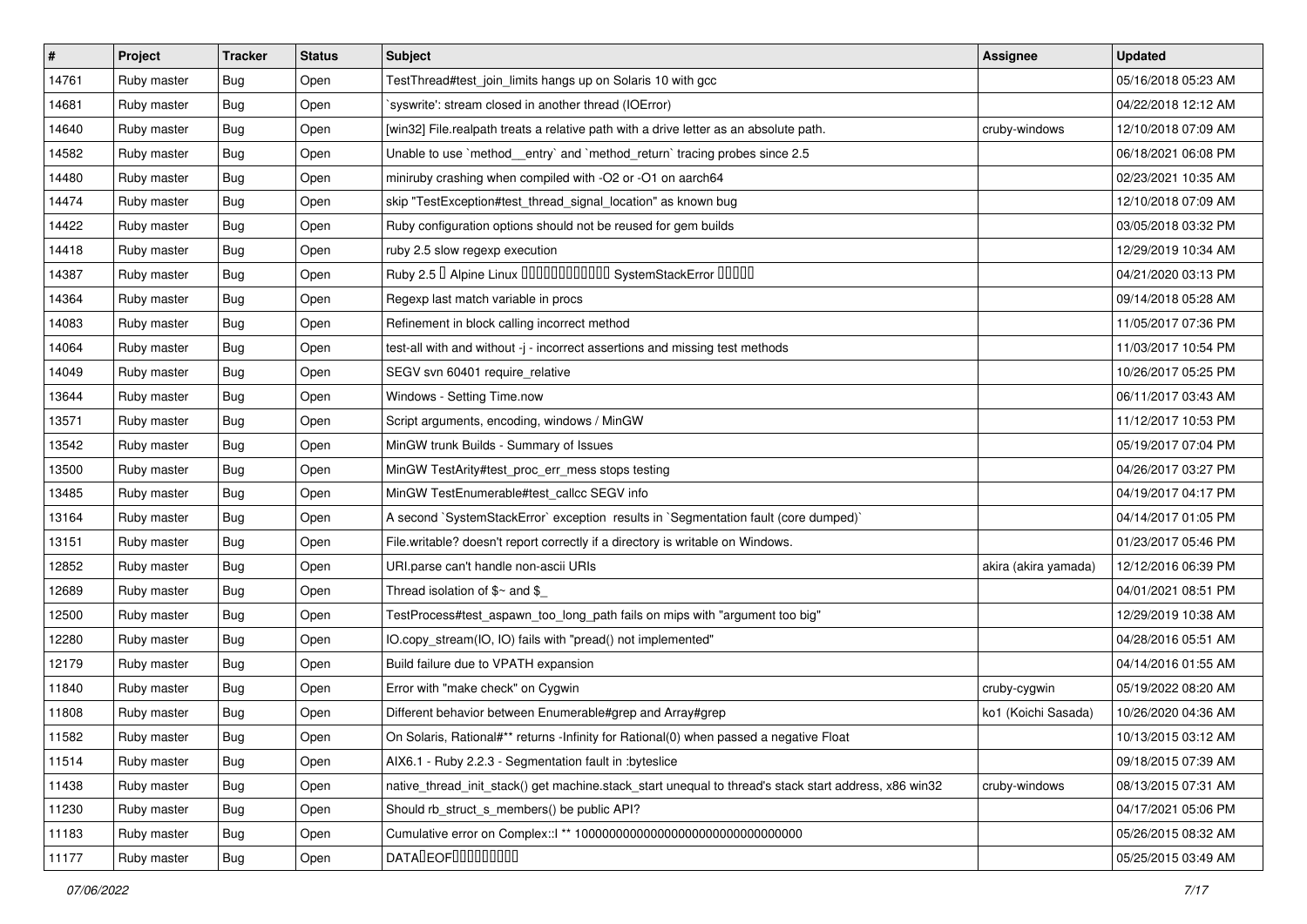| # | Project | Tracker | Status | Subject | Assignee | Updated |
|---|---|---|---|---|---|---|
| 14761 | Ruby master | Bug | Open | TestThread#test_join_limits hangs up on Solaris 10 with gcc | | 05/16/2018 05:23 AM |
| 14681 | Ruby master | Bug | Open | `syswrite': stream closed in another thread (IOError) | | 04/22/2018 12:12 AM |
| 14640 | Ruby master | Bug | Open | [win32] File.realpath treats a relative path with a drive letter as an absolute path. | cruby-windows | 12/10/2018 07:09 AM |
| 14582 | Ruby master | Bug | Open | Unable to use `method__entry` and `method_return` tracing probes since 2.5 | | 06/18/2021 06:08 PM |
| 14480 | Ruby master | Bug | Open | miniruby crashing when compiled with -O2 or -O1 on aarch64 | | 02/23/2021 10:35 AM |
| 14474 | Ruby master | Bug | Open | skip "TestException#test_thread_signal_location" as known bug | | 12/10/2018 07:09 AM |
| 14422 | Ruby master | Bug | Open | Ruby configuration options should not be reused for gem builds | | 03/05/2018 03:32 PM |
| 14418 | Ruby master | Bug | Open | ruby 2.5 slow regexp execution | | 12/29/2019 10:34 AM |
| 14387 | Ruby master | Bug | Open | Ruby 2.5 □ Alpine Linux □□□□□□□□□□□□ SystemStackError □□□□□ | | 04/21/2020 03:13 PM |
| 14364 | Ruby master | Bug | Open | Regexp last match variable in procs | | 09/14/2018 05:28 AM |
| 14083 | Ruby master | Bug | Open | Refinement in block calling incorrect method | | 11/05/2017 07:36 PM |
| 14064 | Ruby master | Bug | Open | test-all with and without -j - incorrect assertions and missing test methods | | 11/03/2017 10:54 PM |
| 14049 | Ruby master | Bug | Open | SEGV svn 60401 require_relative | | 10/26/2017 05:25 PM |
| 13644 | Ruby master | Bug | Open | Windows - Setting Time.now | | 06/11/2017 03:43 AM |
| 13571 | Ruby master | Bug | Open | Script arguments, encoding, windows / MinGW | | 11/12/2017 10:53 PM |
| 13542 | Ruby master | Bug | Open | MinGW trunk Builds - Summary of Issues | | 05/19/2017 07:04 PM |
| 13500 | Ruby master | Bug | Open | MinGW TestArity#test_proc_err_mess stops testing | | 04/26/2017 03:27 PM |
| 13485 | Ruby master | Bug | Open | MinGW TestEnumerable#test_callcc SEGV info | | 04/19/2017 04:17 PM |
| 13164 | Ruby master | Bug | Open | A second `SystemStackError` exception results in `Segmentation fault (core dumped)` | | 04/14/2017 01:05 PM |
| 13151 | Ruby master | Bug | Open | File.writable? doesn't report correctly if a directory is writable on Windows. | | 01/23/2017 05:46 PM |
| 12852 | Ruby master | Bug | Open | URI.parse can't handle non-ascii URIs | akira (akira yamada) | 12/12/2016 06:39 PM |
| 12689 | Ruby master | Bug | Open | Thread isolation of $~ and $_ | | 04/01/2021 08:51 PM |
| 12500 | Ruby master | Bug | Open | TestProcess#test_aspawn_too_long_path fails on mips with "argument too big" | | 12/29/2019 10:38 AM |
| 12280 | Ruby master | Bug | Open | IO.copy_stream(IO, IO) fails with "pread() not implemented" | | 04/28/2016 05:51 AM |
| 12179 | Ruby master | Bug | Open | Build failure due to VPATH expansion | | 04/14/2016 01:55 AM |
| 11840 | Ruby master | Bug | Open | Error with "make check" on Cygwin | cruby-cygwin | 05/19/2022 08:20 AM |
| 11808 | Ruby master | Bug | Open | Different behavior between Enumerable#grep and Array#grep | ko1 (Koichi Sasada) | 10/26/2020 04:36 AM |
| 11582 | Ruby master | Bug | Open | On Solaris, Rational#** returns -Infinity for Rational(0) when passed a negative Float | | 10/13/2015 03:12 AM |
| 11514 | Ruby master | Bug | Open | AIX6.1 - Ruby 2.2.3 - Segmentation fault in :byteslice | | 09/18/2015 07:39 AM |
| 11438 | Ruby master | Bug | Open | native_thread_init_stack() get machine.stack_start unequal to thread's stack start address, x86 win32 | cruby-windows | 08/13/2015 07:31 AM |
| 11230 | Ruby master | Bug | Open | Should rb_struct_s_members() be public API? | | 04/17/2021 05:06 PM |
| 11183 | Ruby master | Bug | Open | Cumulative error on Complex::I ** 100000000000000000000000000000000 | | 05/26/2015 08:32 AM |
| 11177 | Ruby master | Bug | Open | DATA□EOF□□□□□□□□□ | | 05/25/2015 03:49 AM |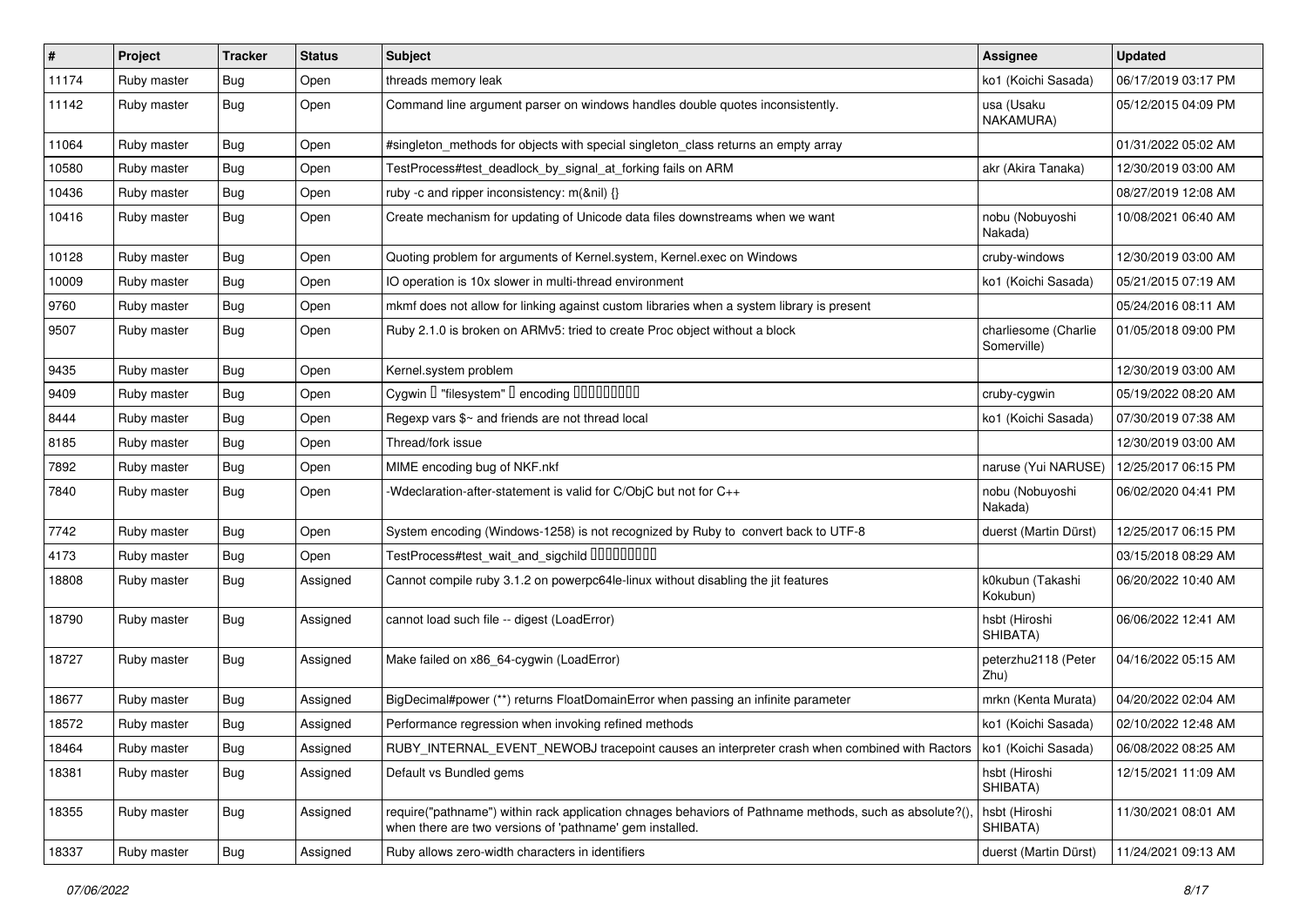| # | Project | Tracker | Status | Subject | Assignee | Updated |
| --- | --- | --- | --- | --- | --- | --- |
| 11174 | Ruby master | Bug | Open | threads memory leak | ko1 (Koichi Sasada) | 06/17/2019 03:17 PM |
| 11142 | Ruby master | Bug | Open | Command line argument parser on windows handles double quotes inconsistently. | usa (Usaku NAKAMURA) | 05/12/2015 04:09 PM |
| 11064 | Ruby master | Bug | Open | #singleton_methods for objects with special singleton_class returns an empty array | | 01/31/2022 05:02 AM |
| 10580 | Ruby master | Bug | Open | TestProcess#test_deadlock_by_signal_at_forking fails on ARM | akr (Akira Tanaka) | 12/30/2019 03:00 AM |
| 10436 | Ruby master | Bug | Open | ruby -c and ripper inconsistency: m(&nil) {} | | 08/27/2019 12:08 AM |
| 10416 | Ruby master | Bug | Open | Create mechanism for updating of Unicode data files downstreams when we want | nobu (Nobuyoshi Nakada) | 10/08/2021 06:40 AM |
| 10128 | Ruby master | Bug | Open | Quoting problem for arguments of Kernel.system, Kernel.exec on Windows | cruby-windows | 12/30/2019 03:00 AM |
| 10009 | Ruby master | Bug | Open | IO operation is 10x slower in multi-thread environment | ko1 (Koichi Sasada) | 05/21/2015 07:19 AM |
| 9760 | Ruby master | Bug | Open | mkmf does not allow for linking against custom libraries when a system library is present | | 05/24/2016 08:11 AM |
| 9507 | Ruby master | Bug | Open | Ruby 2.1.0 is broken on ARMv5: tried to create Proc object without a block | charliesome (Charlie Somerville) | 01/05/2018 09:00 PM |
| 9435 | Ruby master | Bug | Open | Kernel.system problem | | 12/30/2019 03:00 AM |
| 9409 | Ruby master | Bug | Open | Cygwin � "filesystem" � encoding ��������� | cruby-cygwin | 05/19/2022 08:20 AM |
| 8444 | Ruby master | Bug | Open | Regexp vars $~ and friends are not thread local | ko1 (Koichi Sasada) | 07/30/2019 07:38 AM |
| 8185 | Ruby master | Bug | Open | Thread/fork issue | | 12/30/2019 03:00 AM |
| 7892 | Ruby master | Bug | Open | MIME encoding bug of NKF.nkf | naruse (Yui NARUSE) | 12/25/2017 06:15 PM |
| 7840 | Ruby master | Bug | Open | -Wdeclaration-after-statement is valid for C/ObjC but not for C++ | nobu (Nobuyoshi Nakada) | 06/02/2020 04:41 PM |
| 7742 | Ruby master | Bug | Open | System encoding (Windows-1258) is not recognized by Ruby to convert back to UTF-8 | duerst (Martin Dürst) | 12/25/2017 06:15 PM |
| 4173 | Ruby master | Bug | Open | TestProcess#test_wait_and_sigchild ��������� | | 03/15/2018 08:29 AM |
| 18808 | Ruby master | Bug | Assigned | Cannot compile ruby 3.1.2 on powerpc64le-linux without disabling the jit features | k0kubun (Takashi Kokubun) | 06/20/2022 10:40 AM |
| 18790 | Ruby master | Bug | Assigned | cannot load such file -- digest (LoadError) | hsbt (Hiroshi SHIBATA) | 06/06/2022 12:41 AM |
| 18727 | Ruby master | Bug | Assigned | Make failed on x86_64-cygwin (LoadError) | peterzhu2118 (Peter Zhu) | 04/16/2022 05:15 AM |
| 18677 | Ruby master | Bug | Assigned | BigDecimal#power (**) returns FloatDomainError when passing an infinite parameter | mrkn (Kenta Murata) | 04/20/2022 02:04 AM |
| 18572 | Ruby master | Bug | Assigned | Performance regression when invoking refined methods | ko1 (Koichi Sasada) | 02/10/2022 12:48 AM |
| 18464 | Ruby master | Bug | Assigned | RUBY_INTERNAL_EVENT_NEWOBJ tracepoint causes an interpreter crash when combined with Ractors | ko1 (Koichi Sasada) | 06/08/2022 08:25 AM |
| 18381 | Ruby master | Bug | Assigned | Default vs Bundled gems | hsbt (Hiroshi SHIBATA) | 12/15/2021 11:09 AM |
| 18355 | Ruby master | Bug | Assigned | require("pathname") within rack application chnages behaviors of Pathname methods, such as absolute?(), when there are two versions of 'pathname' gem installed. | hsbt (Hiroshi SHIBATA) | 11/30/2021 08:01 AM |
| 18337 | Ruby master | Bug | Assigned | Ruby allows zero-width characters in identifiers | duerst (Martin Dürst) | 11/24/2021 09:13 AM |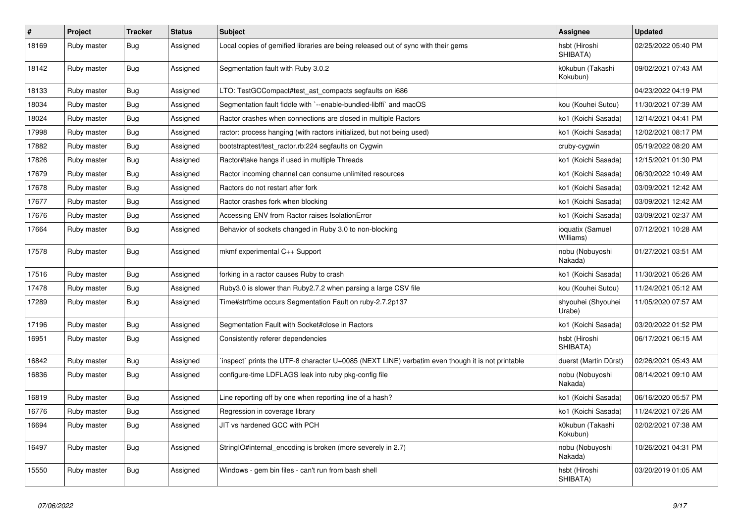| # | Project | Tracker | Status | Subject | Assignee | Updated |
|---|---|---|---|---|---|---|
| 18169 | Ruby master | Bug | Assigned | Local copies of gemified libraries are being released out of sync with their gems | hsbt (Hiroshi SHIBATA) | 02/25/2022 05:40 PM |
| 18142 | Ruby master | Bug | Assigned | Segmentation fault with Ruby 3.0.2 | k0kubun (Takashi Kokubun) | 09/02/2021 07:43 AM |
| 18133 | Ruby master | Bug | Assigned | LTO: TestGCCompact#test_ast_compacts segfaults on i686 | | 04/23/2022 04:19 PM |
| 18034 | Ruby master | Bug | Assigned | Segmentation fault fiddle with `--enable-bundled-libffi` and macOS | kou (Kouhei Sutou) | 11/30/2021 07:39 AM |
| 18024 | Ruby master | Bug | Assigned | Ractor crashes when connections are closed in multiple Ractors | ko1 (Koichi Sasada) | 12/14/2021 04:41 PM |
| 17998 | Ruby master | Bug | Assigned | ractor: process hanging (with ractors initialized, but not being used) | ko1 (Koichi Sasada) | 12/02/2021 08:17 PM |
| 17882 | Ruby master | Bug | Assigned | bootstraptest/test_ractor.rb:224 segfaults on Cygwin | cruby-cygwin | 05/19/2022 08:20 AM |
| 17826 | Ruby master | Bug | Assigned | Ractor#take hangs if used in multiple Threads | ko1 (Koichi Sasada) | 12/15/2021 01:30 PM |
| 17679 | Ruby master | Bug | Assigned | Ractor incoming channel can consume unlimited resources | ko1 (Koichi Sasada) | 06/30/2022 10:49 AM |
| 17678 | Ruby master | Bug | Assigned | Ractors do not restart after fork | ko1 (Koichi Sasada) | 03/09/2021 12:42 AM |
| 17677 | Ruby master | Bug | Assigned | Ractor crashes fork when blocking | ko1 (Koichi Sasada) | 03/09/2021 12:42 AM |
| 17676 | Ruby master | Bug | Assigned | Accessing ENV from Ractor raises IsolationError | ko1 (Koichi Sasada) | 03/09/2021 02:37 AM |
| 17664 | Ruby master | Bug | Assigned | Behavior of sockets changed in Ruby 3.0 to non-blocking | ioquatix (Samuel Williams) | 07/12/2021 10:28 AM |
| 17578 | Ruby master | Bug | Assigned | mkmf experimental C++ Support | nobu (Nobuyoshi Nakada) | 01/27/2021 03:51 AM |
| 17516 | Ruby master | Bug | Assigned | forking in a ractor causes Ruby to crash | ko1 (Koichi Sasada) | 11/30/2021 05:26 AM |
| 17478 | Ruby master | Bug | Assigned | Ruby3.0 is slower than Ruby2.7.2 when parsing a large CSV file | kou (Kouhei Sutou) | 11/24/2021 05:12 AM |
| 17289 | Ruby master | Bug | Assigned | Time#strftime occurs Segmentation Fault on ruby-2.7.2p137 | shyouhei (Shyouhei Urabe) | 11/05/2020 07:57 AM |
| 17196 | Ruby master | Bug | Assigned | Segmentation Fault with Socket#close in Ractors | ko1 (Koichi Sasada) | 03/20/2022 01:52 PM |
| 16951 | Ruby master | Bug | Assigned | Consistently referer dependencies | hsbt (Hiroshi SHIBATA) | 06/17/2021 06:15 AM |
| 16842 | Ruby master | Bug | Assigned | `inspect` prints the UTF-8 character U+0085 (NEXT LINE) verbatim even though it is not printable | duerst (Martin Dürst) | 02/26/2021 05:43 AM |
| 16836 | Ruby master | Bug | Assigned | configure-time LDFLAGS leak into ruby pkg-config file | nobu (Nobuyoshi Nakada) | 08/14/2021 09:10 AM |
| 16819 | Ruby master | Bug | Assigned | Line reporting off by one when reporting line of a hash? | ko1 (Koichi Sasada) | 06/16/2020 05:57 PM |
| 16776 | Ruby master | Bug | Assigned | Regression in coverage library | ko1 (Koichi Sasada) | 11/24/2021 07:26 AM |
| 16694 | Ruby master | Bug | Assigned | JIT vs hardened GCC with PCH | k0kubun (Takashi Kokubun) | 02/02/2021 07:38 AM |
| 16497 | Ruby master | Bug | Assigned | StringIO#internal_encoding is broken (more severely in 2.7) | nobu (Nobuyoshi Nakada) | 10/26/2021 04:31 PM |
| 15550 | Ruby master | Bug | Assigned | Windows - gem bin files - can't run from bash shell | hsbt (Hiroshi SHIBATA) | 03/20/2019 01:05 AM |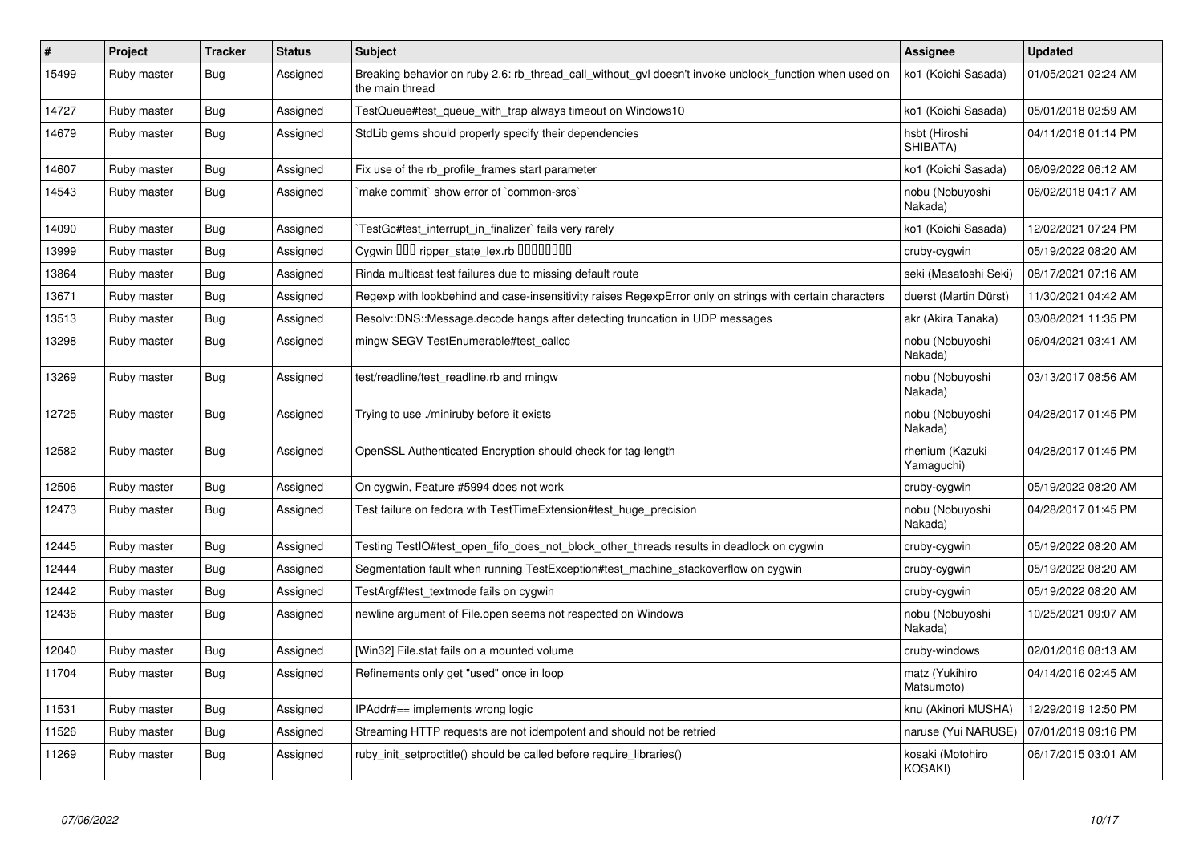| # | Project | Tracker | Status | Subject | Assignee | Updated |
|---|---|---|---|---|---|---|
| 15499 | Ruby master | Bug | Assigned | Breaking behavior on ruby 2.6: rb_thread_call_without_gvl doesn't invoke unblock_function when used on the main thread | ko1 (Koichi Sasada) | 01/05/2021 02:24 AM |
| 14727 | Ruby master | Bug | Assigned | TestQueue#test_queue_with_trap always timeout on Windows10 | ko1 (Koichi Sasada) | 05/01/2018 02:59 AM |
| 14679 | Ruby master | Bug | Assigned | StdLib gems should properly specify their dependencies | hsbt (Hiroshi SHIBATA) | 04/11/2018 01:14 PM |
| 14607 | Ruby master | Bug | Assigned | Fix use of the rb_profile_frames start parameter | ko1 (Koichi Sasada) | 06/09/2022 06:12 AM |
| 14543 | Ruby master | Bug | Assigned | `make commit` show error of `common-srcs` | nobu (Nobuyoshi Nakada) | 06/02/2018 04:17 AM |
| 14090 | Ruby master | Bug | Assigned | `TestGc#test_interrupt_in_finalizer` fails very rarely | ko1 (Koichi Sasada) | 12/02/2021 07:24 PM |
| 13999 | Ruby master | Bug | Assigned | Cygwin ��� ripper_state_lex.rb �������� | cruby-cygwin | 05/19/2022 08:20 AM |
| 13864 | Ruby master | Bug | Assigned | Rinda multicast test failures due to missing default route | seki (Masatoshi Seki) | 08/17/2021 07:16 AM |
| 13671 | Ruby master | Bug | Assigned | Regexp with lookbehind and case-insensitivity raises RegexpError only on strings with certain characters | duerst (Martin Dürst) | 11/30/2021 04:42 AM |
| 13513 | Ruby master | Bug | Assigned | Resolv::DNS::Message.decode hangs after detecting truncation in UDP messages | akr (Akira Tanaka) | 03/08/2021 11:35 PM |
| 13298 | Ruby master | Bug | Assigned | mingw SEGV TestEnumerable#test_callcc | nobu (Nobuyoshi Nakada) | 06/04/2021 03:41 AM |
| 13269 | Ruby master | Bug | Assigned | test/readline/test_readline.rb and mingw | nobu (Nobuyoshi Nakada) | 03/13/2017 08:56 AM |
| 12725 | Ruby master | Bug | Assigned | Trying to use ./miniruby before it exists | nobu (Nobuyoshi Nakada) | 04/28/2017 01:45 PM |
| 12582 | Ruby master | Bug | Assigned | OpenSSL Authenticated Encryption should check for tag length | rhenium (Kazuki Yamaguchi) | 04/28/2017 01:45 PM |
| 12506 | Ruby master | Bug | Assigned | On cygwin, Feature #5994 does not work | cruby-cygwin | 05/19/2022 08:20 AM |
| 12473 | Ruby master | Bug | Assigned | Test failure on fedora with TestTimeExtension#test_huge_precision | nobu (Nobuyoshi Nakada) | 04/28/2017 01:45 PM |
| 12445 | Ruby master | Bug | Assigned | Testing TestIO#test_open_fifo_does_not_block_other_threads results in deadlock on cygwin | cruby-cygwin | 05/19/2022 08:20 AM |
| 12444 | Ruby master | Bug | Assigned | Segmentation fault when running TestException#test_machine_stackoverflow on cygwin | cruby-cygwin | 05/19/2022 08:20 AM |
| 12442 | Ruby master | Bug | Assigned | TestArgf#test_textmode fails on cygwin | cruby-cygwin | 05/19/2022 08:20 AM |
| 12436 | Ruby master | Bug | Assigned | newline argument of File.open seems not respected on Windows | nobu (Nobuyoshi Nakada) | 10/25/2021 09:07 AM |
| 12040 | Ruby master | Bug | Assigned | [Win32] File.stat fails on a mounted volume | cruby-windows | 02/01/2016 08:13 AM |
| 11704 | Ruby master | Bug | Assigned | Refinements only get "used" once in loop | matz (Yukihiro Matsumoto) | 04/14/2016 02:45 AM |
| 11531 | Ruby master | Bug | Assigned | IPAddr#== implements wrong logic | knu (Akinori MUSHA) | 12/29/2019 12:50 PM |
| 11526 | Ruby master | Bug | Assigned | Streaming HTTP requests are not idempotent and should not be retried | naruse (Yui NARUSE) | 07/01/2019 09:16 PM |
| 11269 | Ruby master | Bug | Assigned | ruby_init_setproctitle() should be called before require_libraries() | kosaki (Motohiro KOSAKI) | 06/17/2015 03:01 AM |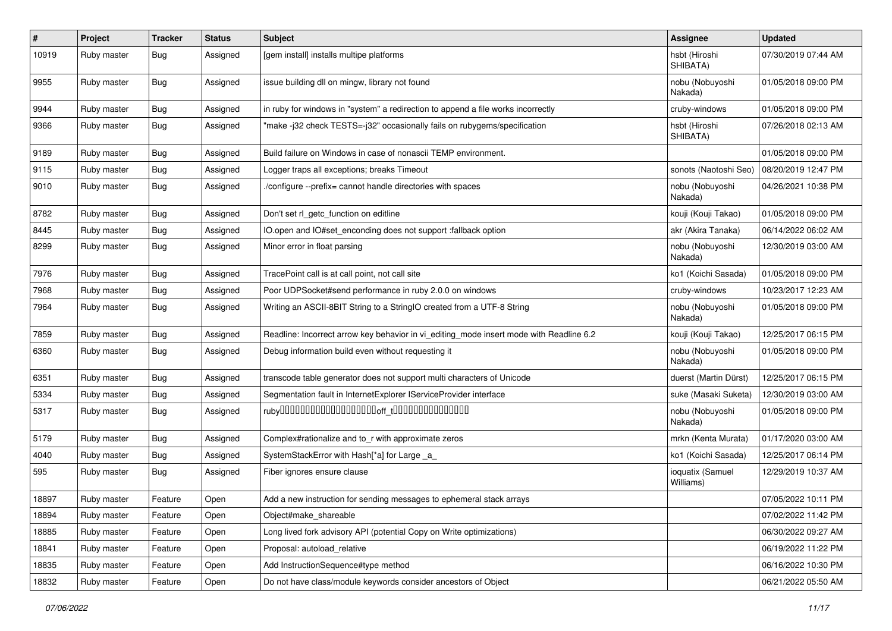| # | Project | Tracker | Status | Subject | Assignee | Updated |
| --- | --- | --- | --- | --- | --- | --- |
| 10919 | Ruby master | Bug | Assigned | [gem install] installs multipe platforms | hsbt (Hiroshi SHIBATA) | 07/30/2019 07:44 AM |
| 9955 | Ruby master | Bug | Assigned | issue building dll on mingw, library not found | nobu (Nobuyoshi Nakada) | 01/05/2018 09:00 PM |
| 9944 | Ruby master | Bug | Assigned | in ruby for windows in "system" a redirection to append a file works incorrectly | cruby-windows | 01/05/2018 09:00 PM |
| 9366 | Ruby master | Bug | Assigned | "make -j32 check TESTS=-j32" occasionally fails on rubygems/specification | hsbt (Hiroshi SHIBATA) | 07/26/2018 02:13 AM |
| 9189 | Ruby master | Bug | Assigned | Build failure on Windows in case of nonascii TEMP environment. | | 01/05/2018 09:00 PM |
| 9115 | Ruby master | Bug | Assigned | Logger traps all exceptions; breaks Timeout | sonots (Naotoshi Seo) | 08/20/2019 12:47 PM |
| 9010 | Ruby master | Bug | Assigned | ./configure --prefix= cannot handle directories with spaces | nobu (Nobuyoshi Nakada) | 04/26/2021 10:38 PM |
| 8782 | Ruby master | Bug | Assigned | Don't set rl_getc_function on editline | kouji (Kouji Takao) | 01/05/2018 09:00 PM |
| 8445 | Ruby master | Bug | Assigned | IO.open and IO#set_enconding does not support :fallback option | akr (Akira Tanaka) | 06/14/2022 06:02 AM |
| 8299 | Ruby master | Bug | Assigned | Minor error in float parsing | nobu (Nobuyoshi Nakada) | 12/30/2019 03:00 AM |
| 7976 | Ruby master | Bug | Assigned | TracePoint call is at call point, not call site | ko1 (Koichi Sasada) | 01/05/2018 09:00 PM |
| 7968 | Ruby master | Bug | Assigned | Poor UDPSocket#send performance in ruby 2.0.0 on windows | cruby-windows | 10/23/2017 12:23 AM |
| 7964 | Ruby master | Bug | Assigned | Writing an ASCII-8BIT String to a StringIO created from a UTF-8 String | nobu (Nobuyoshi Nakada) | 01/05/2018 09:00 PM |
| 7859 | Ruby master | Bug | Assigned | Readline: Incorrect arrow key behavior in vi_editing_mode insert mode with Readline 6.2 | kouji (Kouji Takao) | 12/25/2017 06:15 PM |
| 6360 | Ruby master | Bug | Assigned | Debug information build even without requesting it | nobu (Nobuyoshi Nakada) | 01/05/2018 09:00 PM |
| 6351 | Ruby master | Bug | Assigned | transcode table generator does not support multi characters of Unicode | duerst (Martin Dürst) | 12/25/2017 06:15 PM |
| 5334 | Ruby master | Bug | Assigned | Segmentation fault in InternetExplorer IServiceProvider interface | suke (Masaki Suketa) | 12/30/2019 03:00 AM |
| 5317 | Ruby master | Bug | Assigned | ruby����������������������off_t��������������� | nobu (Nobuyoshi Nakada) | 01/05/2018 09:00 PM |
| 5179 | Ruby master | Bug | Assigned | Complex#rationalize and to_r with approximate zeros | mrkn (Kenta Murata) | 01/17/2020 03:00 AM |
| 4040 | Ruby master | Bug | Assigned | SystemStackError with Hash[*a] for Large _a_ | ko1 (Koichi Sasada) | 12/25/2017 06:14 PM |
| 595 | Ruby master | Bug | Assigned | Fiber ignores ensure clause | ioquatix (Samuel Williams) | 12/29/2019 10:37 AM |
| 18897 | Ruby master | Feature | Open | Add a new instruction for sending messages to ephemeral stack arrays | | 07/05/2022 10:11 PM |
| 18894 | Ruby master | Feature | Open | Object#make_shareable | | 07/02/2022 11:42 PM |
| 18885 | Ruby master | Feature | Open | Long lived fork advisory API (potential Copy on Write optimizations) | | 06/30/2022 09:27 AM |
| 18841 | Ruby master | Feature | Open | Proposal: autoload_relative | | 06/19/2022 11:22 PM |
| 18835 | Ruby master | Feature | Open | Add InstructionSequence#type method | | 06/16/2022 10:30 PM |
| 18832 | Ruby master | Feature | Open | Do not have class/module keywords consider ancestors of Object | | 06/21/2022 05:50 AM |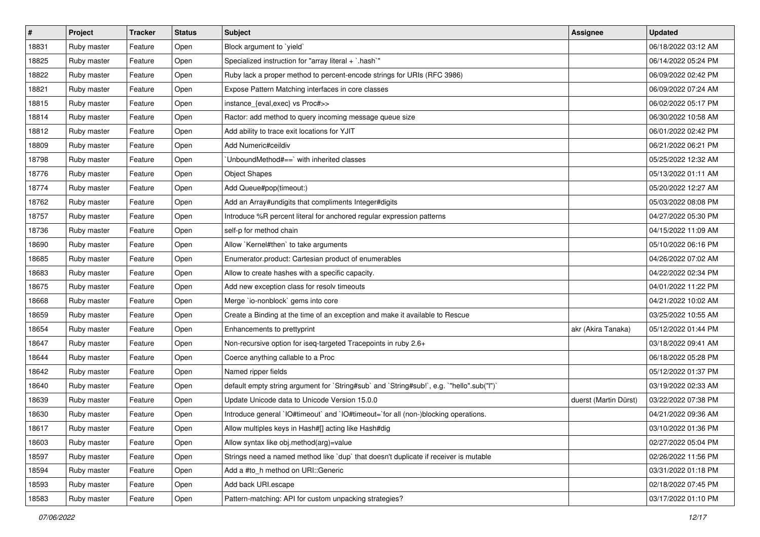| # | Project | Tracker | Status | Subject | Assignee | Updated |
|---|---|---|---|---|---|---|
| 18831 | Ruby master | Feature | Open | Block argument to `yield` | | 06/18/2022 03:12 AM |
| 18825 | Ruby master | Feature | Open | Specialized instruction for "array literal + `.hash`" | | 06/14/2022 05:24 PM |
| 18822 | Ruby master | Feature | Open | Ruby lack a proper method to percent-encode strings for URIs (RFC 3986) | | 06/09/2022 02:42 PM |
| 18821 | Ruby master | Feature | Open | Expose Pattern Matching interfaces in core classes | | 06/09/2022 07:24 AM |
| 18815 | Ruby master | Feature | Open | instance_{eval,exec} vs Proc#>> | | 06/02/2022 05:17 PM |
| 18814 | Ruby master | Feature | Open | Ractor: add method to query incoming message queue size | | 06/30/2022 10:58 AM |
| 18812 | Ruby master | Feature | Open | Add ability to trace exit locations for YJIT | | 06/01/2022 02:42 PM |
| 18809 | Ruby master | Feature | Open | Add Numeric#ceildiv | | 06/21/2022 06:21 PM |
| 18798 | Ruby master | Feature | Open | `UnboundMethod#==` with inherited classes | | 05/25/2022 12:32 AM |
| 18776 | Ruby master | Feature | Open | Object Shapes | | 05/13/2022 01:11 AM |
| 18774 | Ruby master | Feature | Open | Add Queue#pop(timeout:) | | 05/20/2022 12:27 AM |
| 18762 | Ruby master | Feature | Open | Add an Array#undigits that compliments Integer#digits | | 05/03/2022 08:08 PM |
| 18757 | Ruby master | Feature | Open | Introduce %R percent literal for anchored regular expression patterns | | 04/27/2022 05:30 PM |
| 18736 | Ruby master | Feature | Open | self-p for method chain | | 04/15/2022 11:09 AM |
| 18690 | Ruby master | Feature | Open | Allow `Kernel#then` to take arguments | | 05/10/2022 06:16 PM |
| 18685 | Ruby master | Feature | Open | Enumerator.product: Cartesian product of enumerables | | 04/26/2022 07:02 AM |
| 18683 | Ruby master | Feature | Open | Allow to create hashes with a specific capacity. | | 04/22/2022 02:34 PM |
| 18675 | Ruby master | Feature | Open | Add new exception class for resolv timeouts | | 04/01/2022 11:22 PM |
| 18668 | Ruby master | Feature | Open | Merge `io-nonblock` gems into core | | 04/21/2022 10:02 AM |
| 18659 | Ruby master | Feature | Open | Create a Binding at the time of an exception and make it available to Rescue | | 03/25/2022 10:55 AM |
| 18654 | Ruby master | Feature | Open | Enhancements to prettyprint | akr (Akira Tanaka) | 05/12/2022 01:44 PM |
| 18647 | Ruby master | Feature | Open | Non-recursive option for iseq-targeted Tracepoints in ruby 2.6+ | | 03/18/2022 09:41 AM |
| 18644 | Ruby master | Feature | Open | Coerce anything callable to a Proc | | 06/18/2022 05:28 PM |
| 18642 | Ruby master | Feature | Open | Named ripper fields | | 05/12/2022 01:37 PM |
| 18640 | Ruby master | Feature | Open | default empty string argument for `String#sub` and `String#sub!`, e.g. `"hello".sub("l")` | | 03/19/2022 02:33 AM |
| 18639 | Ruby master | Feature | Open | Update Unicode data to Unicode Version 15.0.0 | duerst (Martin Dürst) | 03/22/2022 07:38 PM |
| 18630 | Ruby master | Feature | Open | Introduce general `IO#timeout` and `IO#timeout=`for all (non-)blocking operations. | | 04/21/2022 09:36 AM |
| 18617 | Ruby master | Feature | Open | Allow multiples keys in Hash#[] acting like Hash#dig | | 03/10/2022 01:36 PM |
| 18603 | Ruby master | Feature | Open | Allow syntax like obj.method(arg)=value | | 02/27/2022 05:04 PM |
| 18597 | Ruby master | Feature | Open | Strings need a named method like `dup` that doesn't duplicate if receiver is mutable | | 02/26/2022 11:56 PM |
| 18594 | Ruby master | Feature | Open | Add a #to_h method on URI::Generic | | 03/31/2022 01:18 PM |
| 18593 | Ruby master | Feature | Open | Add back URI.escape | | 02/18/2022 07:45 PM |
| 18583 | Ruby master | Feature | Open | Pattern-matching: API for custom unpacking strategies? | | 03/17/2022 01:10 PM |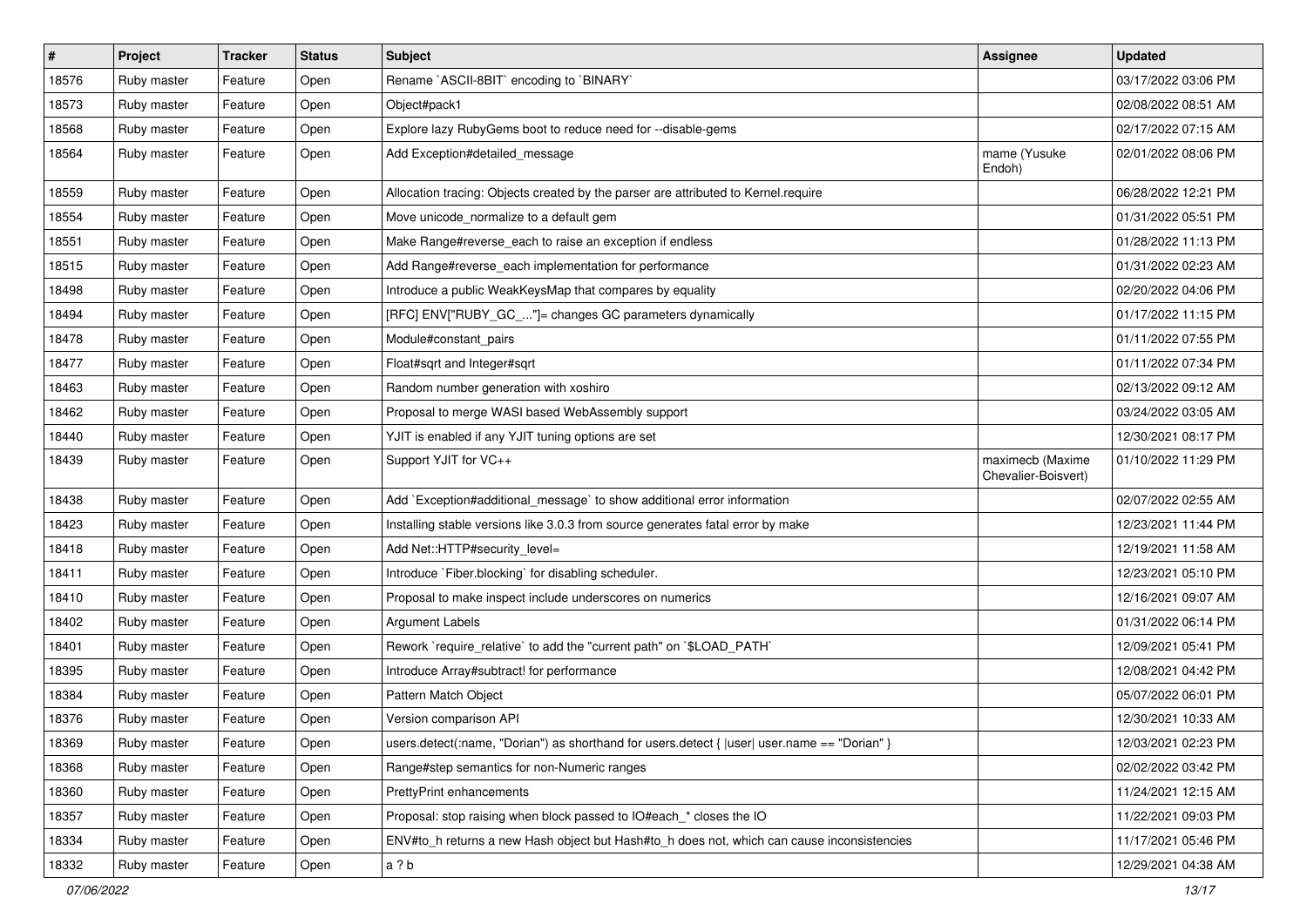| # | Project | Tracker | Status | Subject | Assignee | Updated |
|---|---|---|---|---|---|---|
| 18576 | Ruby master | Feature | Open | Rename `ASCII-8BIT` encoding to `BINARY` | | 03/17/2022 03:06 PM |
| 18573 | Ruby master | Feature | Open | Object#pack1 | | 02/08/2022 08:51 AM |
| 18568 | Ruby master | Feature | Open | Explore lazy RubyGems boot to reduce need for --disable-gems | | 02/17/2022 07:15 AM |
| 18564 | Ruby master | Feature | Open | Add Exception#detailed_message | mame (Yusuke Endoh) | 02/01/2022 08:06 PM |
| 18559 | Ruby master | Feature | Open | Allocation tracing: Objects created by the parser are attributed to Kernel.require | | 06/28/2022 12:21 PM |
| 18554 | Ruby master | Feature | Open | Move unicode_normalize to a default gem | | 01/31/2022 05:51 PM |
| 18551 | Ruby master | Feature | Open | Make Range#reverse_each to raise an exception if endless | | 01/28/2022 11:13 PM |
| 18515 | Ruby master | Feature | Open | Add Range#reverse_each implementation for performance | | 01/31/2022 02:23 AM |
| 18498 | Ruby master | Feature | Open | Introduce a public WeakKeysMap that compares by equality | | 02/20/2022 04:06 PM |
| 18494 | Ruby master | Feature | Open | [RFC] ENV["RUBY_GC_..."]= changes GC parameters dynamically | | 01/17/2022 11:15 PM |
| 18478 | Ruby master | Feature | Open | Module#constant_pairs | | 01/11/2022 07:55 PM |
| 18477 | Ruby master | Feature | Open | Float#sqrt and Integer#sqrt | | 01/11/2022 07:34 PM |
| 18463 | Ruby master | Feature | Open | Random number generation with xoshiro | | 02/13/2022 09:12 AM |
| 18462 | Ruby master | Feature | Open | Proposal to merge WASI based WebAssembly support | | 03/24/2022 03:05 AM |
| 18440 | Ruby master | Feature | Open | YJIT is enabled if any YJIT tuning options are set | | 12/30/2021 08:17 PM |
| 18439 | Ruby master | Feature | Open | Support YJIT for VC++ | maximecb (Maxime Chevalier-Boisvert) | 01/10/2022 11:29 PM |
| 18438 | Ruby master | Feature | Open | Add `Exception#additional_message` to show additional error information | | 02/07/2022 02:55 AM |
| 18423 | Ruby master | Feature | Open | Installing stable versions like 3.0.3 from source generates fatal error by make | | 12/23/2021 11:44 PM |
| 18418 | Ruby master | Feature | Open | Add Net::HTTP#security_level= | | 12/19/2021 11:58 AM |
| 18411 | Ruby master | Feature | Open | Introduce `Fiber.blocking` for disabling scheduler. | | 12/23/2021 05:10 PM |
| 18410 | Ruby master | Feature | Open | Proposal to make inspect include underscores on numerics | | 12/16/2021 09:07 AM |
| 18402 | Ruby master | Feature | Open | Argument Labels | | 01/31/2022 06:14 PM |
| 18401 | Ruby master | Feature | Open | Rework `require_relative` to add the "current path" on `$LOAD_PATH` | | 12/09/2021 05:41 PM |
| 18395 | Ruby master | Feature | Open | Introduce Array#subtract! for performance | | 12/08/2021 04:42 PM |
| 18384 | Ruby master | Feature | Open | Pattern Match Object | | 05/07/2022 06:01 PM |
| 18376 | Ruby master | Feature | Open | Version comparison API | | 12/30/2021 10:33 AM |
| 18369 | Ruby master | Feature | Open | users.detect(:name, "Dorian") as shorthand for users.detect { \|user\| user.name == "Dorian" } | | 12/03/2021 02:23 PM |
| 18368 | Ruby master | Feature | Open | Range#step semantics for non-Numeric ranges | | 02/02/2022 03:42 PM |
| 18360 | Ruby master | Feature | Open | PrettyPrint enhancements | | 11/24/2021 12:15 AM |
| 18357 | Ruby master | Feature | Open | Proposal: stop raising when block passed to IO#each_* closes the IO | | 11/22/2021 09:03 PM |
| 18334 | Ruby master | Feature | Open | ENV#to_h returns a new Hash object but Hash#to_h does not, which can cause inconsistencies | | 11/17/2021 05:46 PM |
| 18332 | Ruby master | Feature | Open | a ? b | | 12/29/2021 04:38 AM |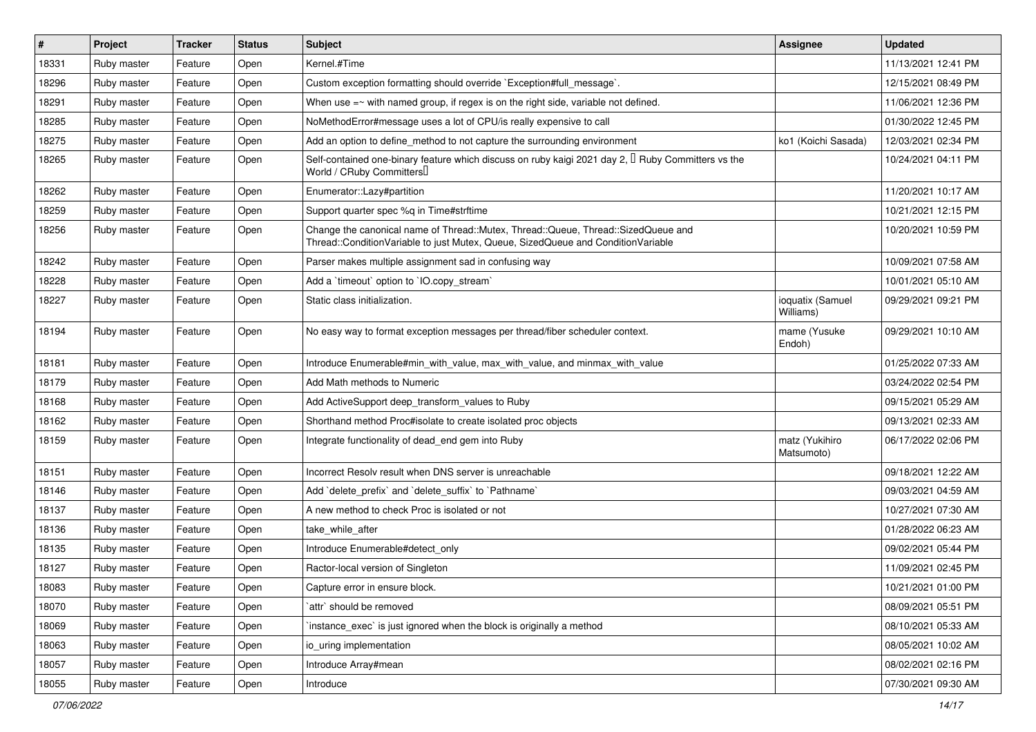| # | Project | Tracker | Status | Subject | Assignee | Updated |
|---|---|---|---|---|---|---|
| 18331 | Ruby master | Feature | Open | Kernel.#Time | | 11/13/2021 12:41 PM |
| 18296 | Ruby master | Feature | Open | Custom exception formatting should override `Exception#full_message`. | | 12/15/2021 08:49 PM |
| 18291 | Ruby master | Feature | Open | When use =~ with named group, if regex is on the right side, variable not defined. | | 11/06/2021 12:36 PM |
| 18285 | Ruby master | Feature | Open | NoMethodError#message uses a lot of CPU/is really expensive to call | | 01/30/2022 12:45 PM |
| 18275 | Ruby master | Feature | Open | Add an option to define_method to not capture the surrounding environment | ko1 (Koichi Sasada) | 12/03/2021 02:34 PM |
| 18265 | Ruby master | Feature | Open | Self-contained one-binary feature which discuss on ruby kaigi 2021 day 2, 「Ruby Committers vs the World / CRuby Committers」 | | 10/24/2021 04:11 PM |
| 18262 | Ruby master | Feature | Open | Enumerator::Lazy#partition | | 11/20/2021 10:17 AM |
| 18259 | Ruby master | Feature | Open | Support quarter spec %q in Time#strftime | | 10/21/2021 12:15 PM |
| 18256 | Ruby master | Feature | Open | Change the canonical name of Thread::Mutex, Thread::Queue, Thread::SizedQueue and Thread::ConditionVariable to just Mutex, Queue, SizedQueue and ConditionVariable | | 10/20/2021 10:59 PM |
| 18242 | Ruby master | Feature | Open | Parser makes multiple assignment sad in confusing way | | 10/09/2021 07:58 AM |
| 18228 | Ruby master | Feature | Open | Add a `timeout` option to `IO.copy_stream` | | 10/01/2021 05:10 AM |
| 18227 | Ruby master | Feature | Open | Static class initialization. | ioquatix (Samuel Williams) | 09/29/2021 09:21 PM |
| 18194 | Ruby master | Feature | Open | No easy way to format exception messages per thread/fiber scheduler context. | mame (Yusuke Endoh) | 09/29/2021 10:10 AM |
| 18181 | Ruby master | Feature | Open | Introduce Enumerable#min_with_value, max_with_value, and minmax_with_value | | 01/25/2022 07:33 AM |
| 18179 | Ruby master | Feature | Open | Add Math methods to Numeric | | 03/24/2022 02:54 PM |
| 18168 | Ruby master | Feature | Open | Add ActiveSupport deep_transform_values to Ruby | | 09/15/2021 05:29 AM |
| 18162 | Ruby master | Feature | Open | Shorthand method Proc#isolate to create isolated proc objects | | 09/13/2021 02:33 AM |
| 18159 | Ruby master | Feature | Open | Integrate functionality of dead_end gem into Ruby | matz (Yukihiro Matsumoto) | 06/17/2022 02:06 PM |
| 18151 | Ruby master | Feature | Open | Incorrect Resolv result when DNS server is unreachable | | 09/18/2021 12:22 AM |
| 18146 | Ruby master | Feature | Open | Add `delete_prefix` and `delete_suffix` to `Pathname` | | 09/03/2021 04:59 AM |
| 18137 | Ruby master | Feature | Open | A new method to check Proc is isolated or not | | 10/27/2021 07:30 AM |
| 18136 | Ruby master | Feature | Open | take_while_after | | 01/28/2022 06:23 AM |
| 18135 | Ruby master | Feature | Open | Introduce Enumerable#detect_only | | 09/02/2021 05:44 PM |
| 18127 | Ruby master | Feature | Open | Ractor-local version of Singleton | | 11/09/2021 02:45 PM |
| 18083 | Ruby master | Feature | Open | Capture error in ensure block. | | 10/21/2021 01:00 PM |
| 18070 | Ruby master | Feature | Open | `attr` should be removed | | 08/09/2021 05:51 PM |
| 18069 | Ruby master | Feature | Open | `instance_exec` is just ignored when the block is originally a method | | 08/10/2021 05:33 AM |
| 18063 | Ruby master | Feature | Open | io_uring implementation | | 08/05/2021 10:02 AM |
| 18057 | Ruby master | Feature | Open | Introduce Array#mean | | 08/02/2021 02:16 PM |
| 18055 | Ruby master | Feature | Open | Introduce | | 07/30/2021 09:30 AM |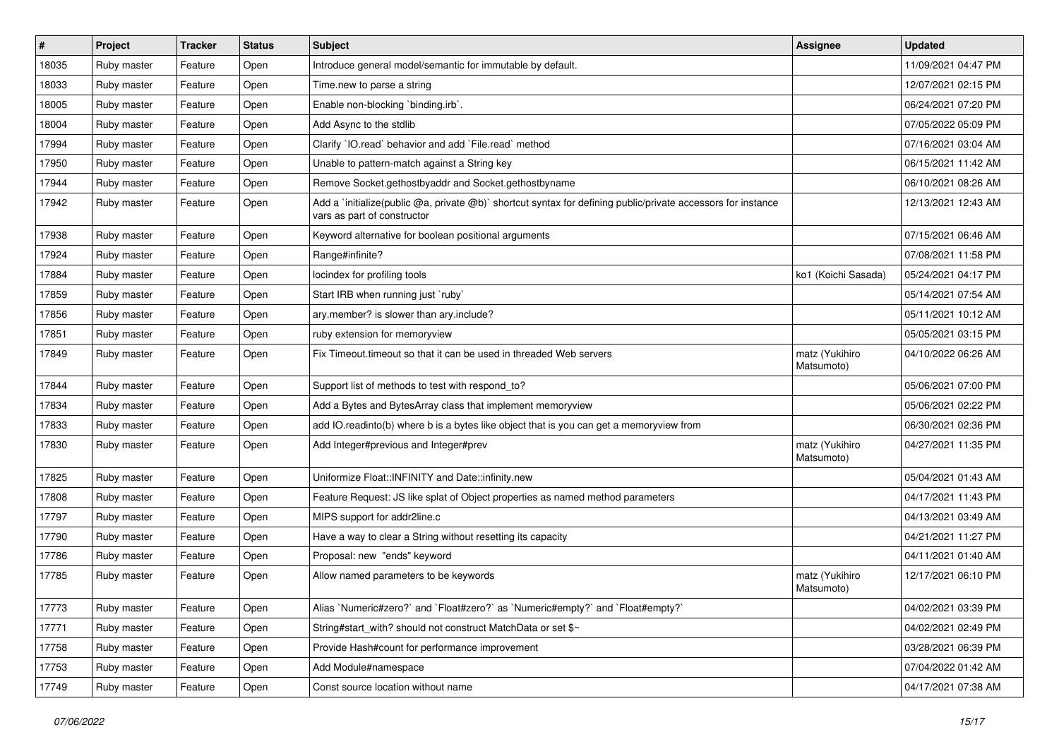| # | Project | Tracker | Status | Subject | Assignee | Updated |
|---|---|---|---|---|---|---|
| 18035 | Ruby master | Feature | Open | Introduce general model/semantic for immutable by default. | | 11/09/2021 04:47 PM |
| 18033 | Ruby master | Feature | Open | Time.new to parse a string | | 12/07/2021 02:15 PM |
| 18005 | Ruby master | Feature | Open | Enable non-blocking `binding.irb`. | | 06/24/2021 07:20 PM |
| 18004 | Ruby master | Feature | Open | Add Async to the stdlib | | 07/05/2022 05:09 PM |
| 17994 | Ruby master | Feature | Open | Clarify `IO.read` behavior and add `File.read` method | | 07/16/2021 03:04 AM |
| 17950 | Ruby master | Feature | Open | Unable to pattern-match against a String key | | 06/15/2021 11:42 AM |
| 17944 | Ruby master | Feature | Open | Remove Socket.gethostbyaddr and Socket.gethostbyname | | 06/10/2021 08:26 AM |
| 17942 | Ruby master | Feature | Open | Add a `initialize(public @a, private @b)` shortcut syntax for defining public/private accessors for instance vars as part of constructor | | 12/13/2021 12:43 AM |
| 17938 | Ruby master | Feature | Open | Keyword alternative for boolean positional arguments | | 07/15/2021 06:46 AM |
| 17924 | Ruby master | Feature | Open | Range#infinite? | | 07/08/2021 11:58 PM |
| 17884 | Ruby master | Feature | Open | locindex for profiling tools | ko1 (Koichi Sasada) | 05/24/2021 04:17 PM |
| 17859 | Ruby master | Feature | Open | Start IRB when running just `ruby` | | 05/14/2021 07:54 AM |
| 17856 | Ruby master | Feature | Open | ary.member? is slower than ary.include? | | 05/11/2021 10:12 AM |
| 17851 | Ruby master | Feature | Open | ruby extension for memoryview | | 05/05/2021 03:15 PM |
| 17849 | Ruby master | Feature | Open | Fix Timeout.timeout so that it can be used in threaded Web servers | matz (Yukihiro Matsumoto) | 04/10/2022 06:26 AM |
| 17844 | Ruby master | Feature | Open | Support list of methods to test with respond_to? | | 05/06/2021 07:00 PM |
| 17834 | Ruby master | Feature | Open | Add a Bytes and BytesArray class that implement memoryview | | 05/06/2021 02:22 PM |
| 17833 | Ruby master | Feature | Open | add IO.readinto(b) where b is a bytes like object that is you can get a memoryview from | | 06/30/2021 02:36 PM |
| 17830 | Ruby master | Feature | Open | Add Integer#previous and Integer#prev | matz (Yukihiro Matsumoto) | 04/27/2021 11:35 PM |
| 17825 | Ruby master | Feature | Open | Uniformize Float::INFINITY and Date::infinity.new | | 05/04/2021 01:43 AM |
| 17808 | Ruby master | Feature | Open | Feature Request: JS like splat of Object properties as named method parameters | | 04/17/2021 11:43 PM |
| 17797 | Ruby master | Feature | Open | MIPS support for addr2line.c | | 04/13/2021 03:49 AM |
| 17790 | Ruby master | Feature | Open | Have a way to clear a String without resetting its capacity | | 04/21/2021 11:27 PM |
| 17786 | Ruby master | Feature | Open | Proposal: new "ends" keyword | | 04/11/2021 01:40 AM |
| 17785 | Ruby master | Feature | Open | Allow named parameters to be keywords | matz (Yukihiro Matsumoto) | 12/17/2021 06:10 PM |
| 17773 | Ruby master | Feature | Open | Alias `Numeric#zero?` and `Float#zero?` as `Numeric#empty?` and `Float#empty?` | | 04/02/2021 03:39 PM |
| 17771 | Ruby master | Feature | Open | String#start_with? should not construct MatchData or set $~ | | 04/02/2021 02:49 PM |
| 17758 | Ruby master | Feature | Open | Provide Hash#count for performance improvement | | 03/28/2021 06:39 PM |
| 17753 | Ruby master | Feature | Open | Add Module#namespace | | 07/04/2022 01:42 AM |
| 17749 | Ruby master | Feature | Open | Const source location without name | | 04/17/2021 07:38 AM |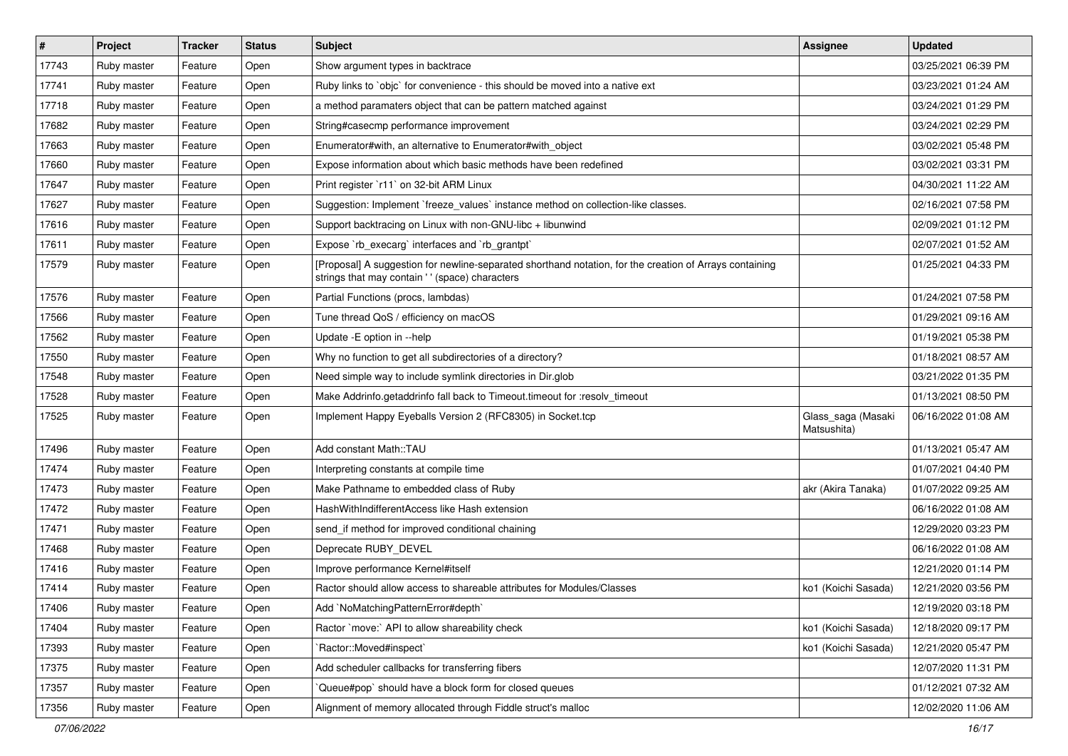| # | Project | Tracker | Status | Subject | Assignee | Updated |
|---|---|---|---|---|---|---|
| 17743 | Ruby master | Feature | Open | Show argument types in backtrace | | 03/25/2021 06:39 PM |
| 17741 | Ruby master | Feature | Open | Ruby links to `objc` for convenience - this should be moved into a native ext | | 03/23/2021 01:24 AM |
| 17718 | Ruby master | Feature | Open | a method paramaters object that can be pattern matched against | | 03/24/2021 01:29 PM |
| 17682 | Ruby master | Feature | Open | String#casecmp performance improvement | | 03/24/2021 02:29 PM |
| 17663 | Ruby master | Feature | Open | Enumerator#with, an alternative to Enumerator#with_object | | 03/02/2021 05:48 PM |
| 17660 | Ruby master | Feature | Open | Expose information about which basic methods have been redefined | | 03/02/2021 03:31 PM |
| 17647 | Ruby master | Feature | Open | Print register `r11` on 32-bit ARM Linux | | 04/30/2021 11:22 AM |
| 17627 | Ruby master | Feature | Open | Suggestion: Implement `freeze_values` instance method on collection-like classes. | | 02/16/2021 07:58 PM |
| 17616 | Ruby master | Feature | Open | Support backtracing on Linux with non-GNU-libc + libunwind | | 02/09/2021 01:12 PM |
| 17611 | Ruby master | Feature | Open | Expose `rb_execarg` interfaces and `rb_grantpt` | | 02/07/2021 01:52 AM |
| 17579 | Ruby master | Feature | Open | [Proposal] A suggestion for newline-separated shorthand notation, for the creation of Arrays containing strings that may contain ' ' (space) characters | | 01/25/2021 04:33 PM |
| 17576 | Ruby master | Feature | Open | Partial Functions (procs, lambdas) | | 01/24/2021 07:58 PM |
| 17566 | Ruby master | Feature | Open | Tune thread QoS / efficiency on macOS | | 01/29/2021 09:16 AM |
| 17562 | Ruby master | Feature | Open | Update -E option in --help | | 01/19/2021 05:38 PM |
| 17550 | Ruby master | Feature | Open | Why no function to get all subdirectories of a directory? | | 01/18/2021 08:57 AM |
| 17548 | Ruby master | Feature | Open | Need simple way to include symlink directories in Dir.glob | | 03/21/2022 01:35 PM |
| 17528 | Ruby master | Feature | Open | Make Addrinfo.getaddrinfo fall back to Timeout.timeout for :resolv_timeout | | 01/13/2021 08:50 PM |
| 17525 | Ruby master | Feature | Open | Implement Happy Eyeballs Version 2 (RFC8305) in Socket.tcp | Glass_saga (Masaki Matsushita) | 06/16/2022 01:08 AM |
| 17496 | Ruby master | Feature | Open | Add constant Math::TAU | | 01/13/2021 05:47 AM |
| 17474 | Ruby master | Feature | Open | Interpreting constants at compile time | | 01/07/2021 04:40 PM |
| 17473 | Ruby master | Feature | Open | Make Pathname to embedded class of Ruby | akr (Akira Tanaka) | 01/07/2022 09:25 AM |
| 17472 | Ruby master | Feature | Open | HashWithIndifferentAccess like Hash extension | | 06/16/2022 01:08 AM |
| 17471 | Ruby master | Feature | Open | send_if method for improved conditional chaining | | 12/29/2020 03:23 PM |
| 17468 | Ruby master | Feature | Open | Deprecate RUBY_DEVEL | | 06/16/2022 01:08 AM |
| 17416 | Ruby master | Feature | Open | Improve performance Kernel#itself | | 12/21/2020 01:14 PM |
| 17414 | Ruby master | Feature | Open | Ractor should allow access to shareable attributes for Modules/Classes | ko1 (Koichi Sasada) | 12/21/2020 03:56 PM |
| 17406 | Ruby master | Feature | Open | Add `NoMatchingPatternError#depth` | | 12/19/2020 03:18 PM |
| 17404 | Ruby master | Feature | Open | Ractor `move:` API to allow shareability check | ko1 (Koichi Sasada) | 12/18/2020 09:17 PM |
| 17393 | Ruby master | Feature | Open | `Ractor::Moved#inspect` | ko1 (Koichi Sasada) | 12/21/2020 05:47 PM |
| 17375 | Ruby master | Feature | Open | Add scheduler callbacks for transferring fibers | | 12/07/2020 11:31 PM |
| 17357 | Ruby master | Feature | Open | `Queue#pop` should have a block form for closed queues | | 01/12/2021 07:32 AM |
| 17356 | Ruby master | Feature | Open | Alignment of memory allocated through Fiddle struct's malloc | | 12/02/2020 11:06 AM |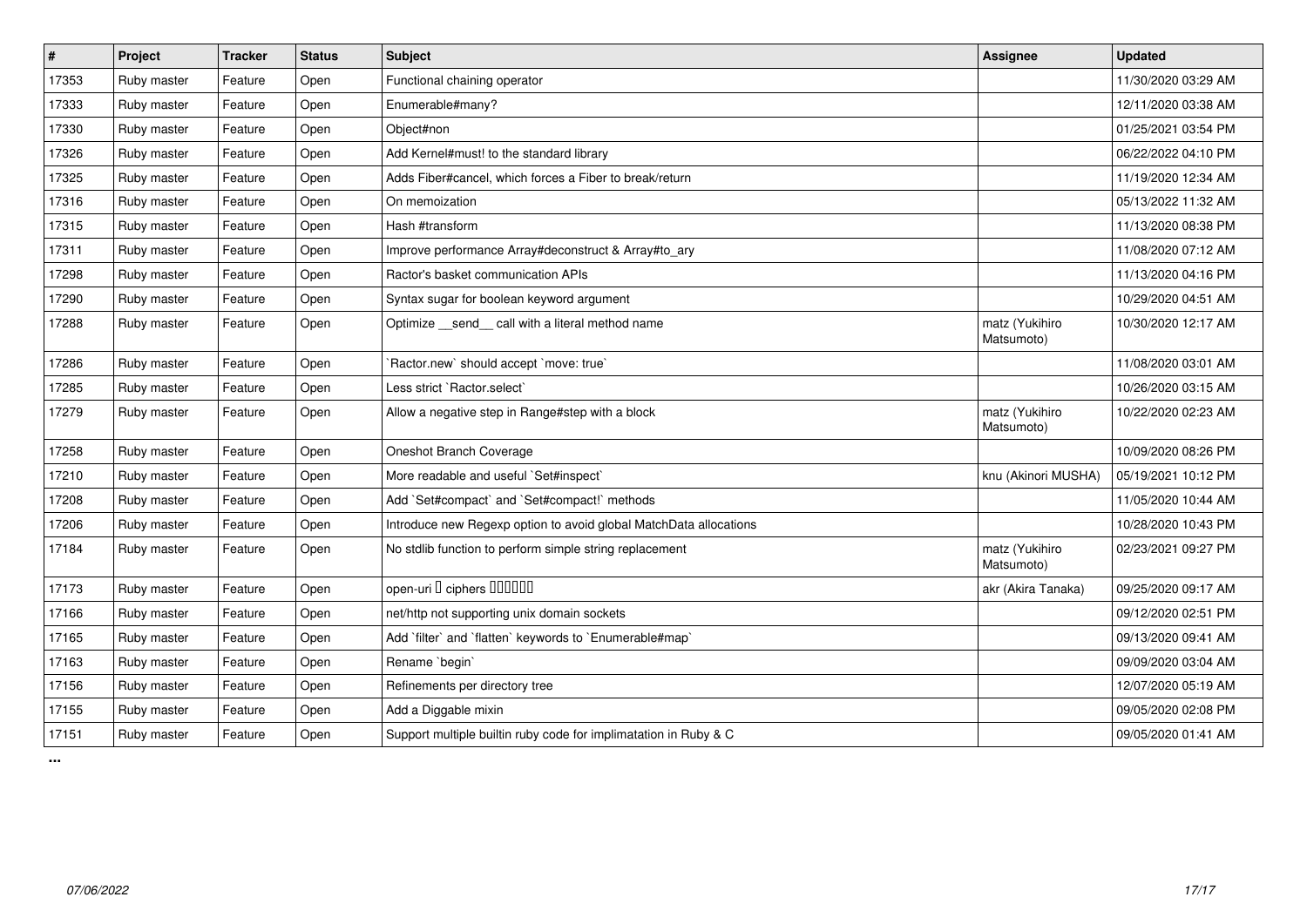| # | Project | Tracker | Status | Subject | Assignee | Updated |
|---|---|---|---|---|---|---|
| 17353 | Ruby master | Feature | Open | Functional chaining operator | | 11/30/2020 03:29 AM |
| 17333 | Ruby master | Feature | Open | Enumerable#many? | | 12/11/2020 03:38 AM |
| 17330 | Ruby master | Feature | Open | Object#non | | 01/25/2021 03:54 PM |
| 17326 | Ruby master | Feature | Open | Add Kernel#must! to the standard library | | 06/22/2022 04:10 PM |
| 17325 | Ruby master | Feature | Open | Adds Fiber#cancel, which forces a Fiber to break/return | | 11/19/2020 12:34 AM |
| 17316 | Ruby master | Feature | Open | On memoization | | 05/13/2022 11:32 AM |
| 17315 | Ruby master | Feature | Open | Hash #transform | | 11/13/2020 08:38 PM |
| 17311 | Ruby master | Feature | Open | Improve performance Array#deconstruct & Array#to_ary | | 11/08/2020 07:12 AM |
| 17298 | Ruby master | Feature | Open | Ractor's basket communication APIs | | 11/13/2020 04:16 PM |
| 17290 | Ruby master | Feature | Open | Syntax sugar for boolean keyword argument | | 10/29/2020 04:51 AM |
| 17288 | Ruby master | Feature | Open | Optimize __send__ call with a literal method name | matz (Yukihiro Matsumoto) | 10/30/2020 12:17 AM |
| 17286 | Ruby master | Feature | Open | `Ractor.new` should accept `move: true` | | 11/08/2020 03:01 AM |
| 17285 | Ruby master | Feature | Open | Less strict `Ractor.select` | | 10/26/2020 03:15 AM |
| 17279 | Ruby master | Feature | Open | Allow a negative step in Range#step with a block | matz (Yukihiro Matsumoto) | 10/22/2020 02:23 AM |
| 17258 | Ruby master | Feature | Open | Oneshot Branch Coverage | | 10/09/2020 08:26 PM |
| 17210 | Ruby master | Feature | Open | More readable and useful `Set#inspect` | knu (Akinori MUSHA) | 05/19/2021 10:12 PM |
| 17208 | Ruby master | Feature | Open | Add `Set#compact` and `Set#compact!` methods | | 11/05/2020 10:44 AM |
| 17206 | Ruby master | Feature | Open | Introduce new Regexp option to avoid global MatchData allocations | | 10/28/2020 10:43 PM |
| 17184 | Ruby master | Feature | Open | No stdlib function to perform simple string replacement | matz (Yukihiro Matsumoto) | 02/23/2021 09:27 PM |
| 17173 | Ruby master | Feature | Open | open-uri � ciphers ������ | akr (Akira Tanaka) | 09/25/2020 09:17 AM |
| 17166 | Ruby master | Feature | Open | net/http not supporting unix domain sockets | | 09/12/2020 02:51 PM |
| 17165 | Ruby master | Feature | Open | Add `filter` and `flatten` keywords to `Enumerable#map` | | 09/13/2020 09:41 AM |
| 17163 | Ruby master | Feature | Open | Rename `begin` | | 09/09/2020 03:04 AM |
| 17156 | Ruby master | Feature | Open | Refinements per directory tree | | 12/07/2020 05:19 AM |
| 17155 | Ruby master | Feature | Open | Add a Diggable mixin | | 09/05/2020 02:08 PM |
| 17151 | Ruby master | Feature | Open | Support multiple builtin ruby code for implimatation in Ruby & C | | 09/05/2020 01:41 AM |

...